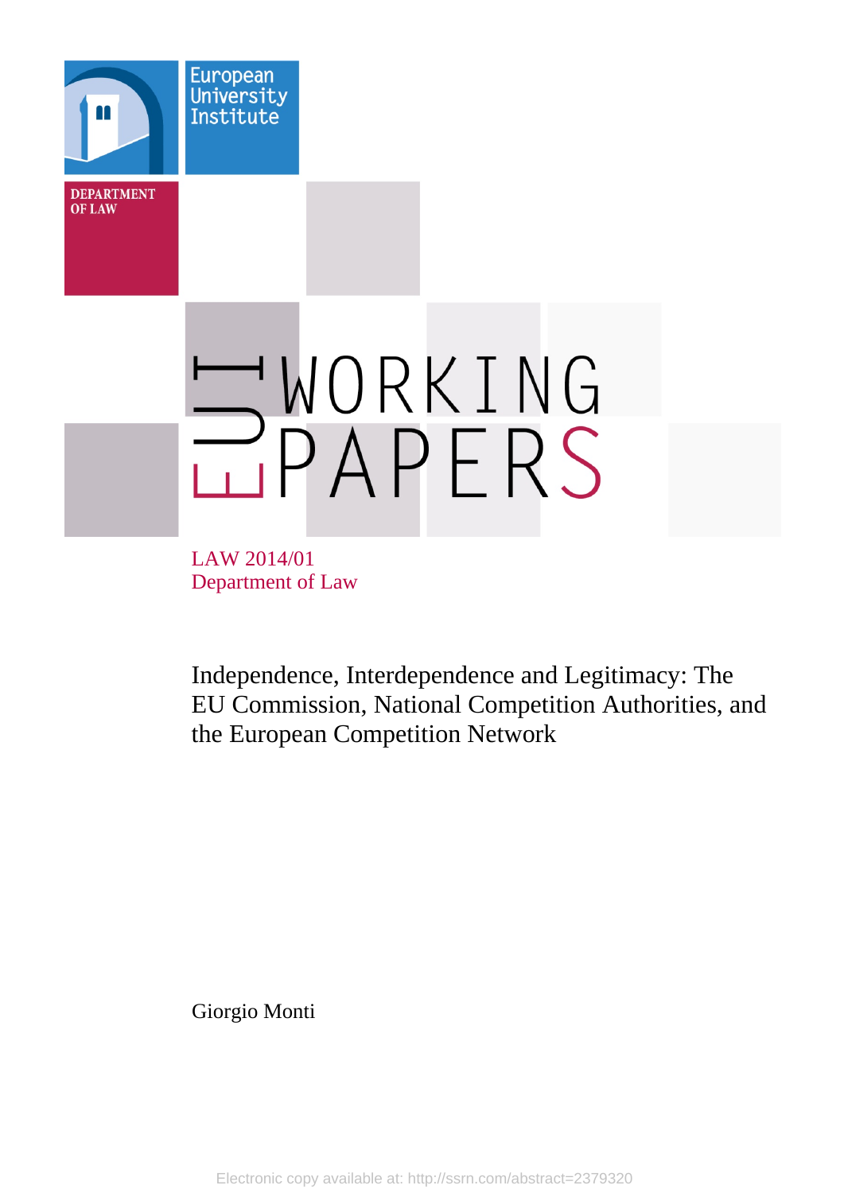European University Institute

DEPARTMENT OF LAW

EUI WORKING PAPERS

LAW 2014/01
Department of Law

# Independence, Interdependence and Legitimacy: The EU Commission, National Competition Authorities, and the European Competition Network

Giorgio Monti

Electronic copy available at: http://ssrn.com/abstract=2379320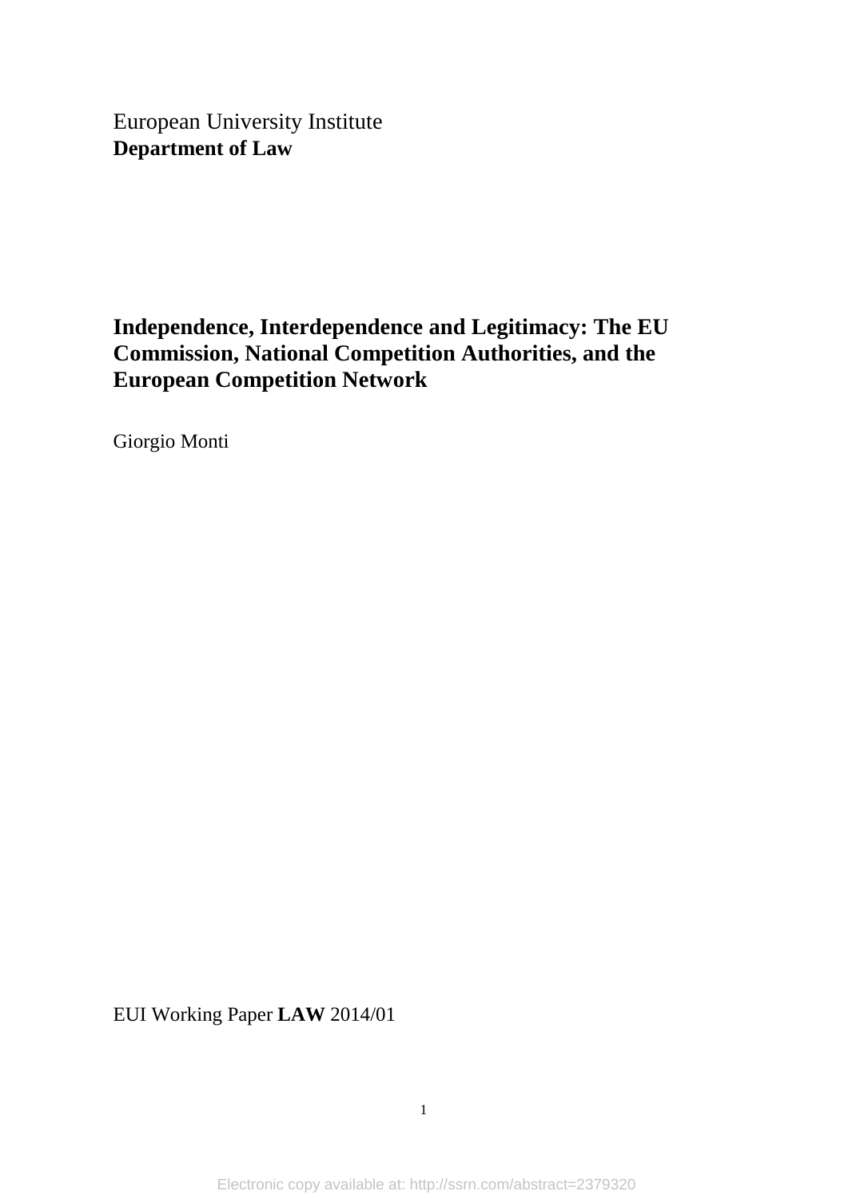European University Institute
**Department of Law**

# Independence, Interdependence and Legitimacy: The EU Commission, National Competition Authorities, and the European Competition Network

Giorgio Monti

EUI Working Paper **LAW** 2014/01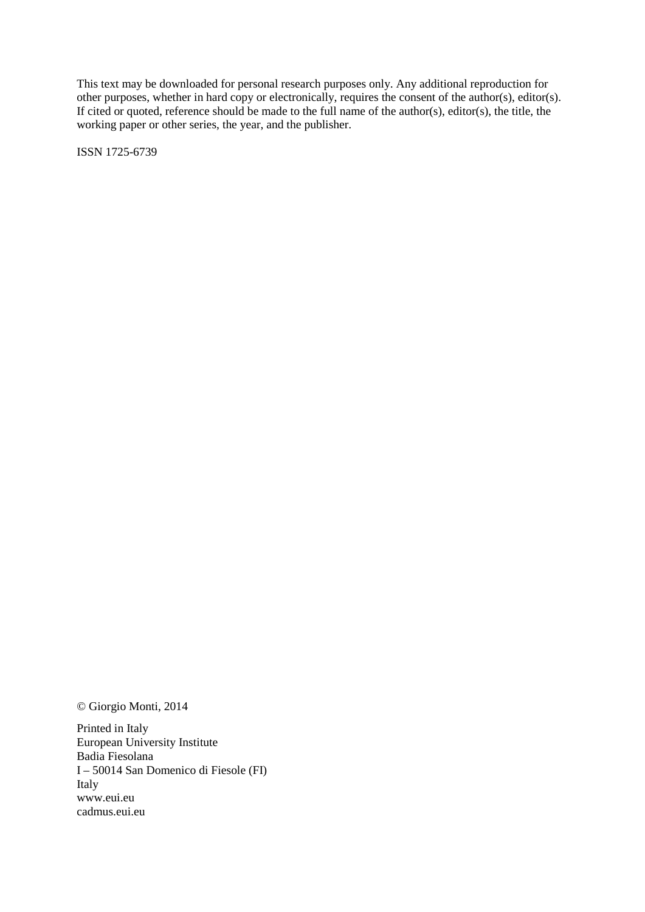This text may be downloaded for personal research purposes only. Any additional reproduction for other purposes, whether in hard copy or electronically, requires the consent of the author(s), editor(s). If cited or quoted, reference should be made to the full name of the author(s), editor(s), the title, the working paper or other series, the year, and the publisher.

ISSN 1725-6739

© Giorgio Monti, 2014

Printed in Italy
European University Institute
Badia Fiesolana
I – 50014 San Domenico di Fiesole (FI)
Italy
www.eui.eu
cadmus.eui.eu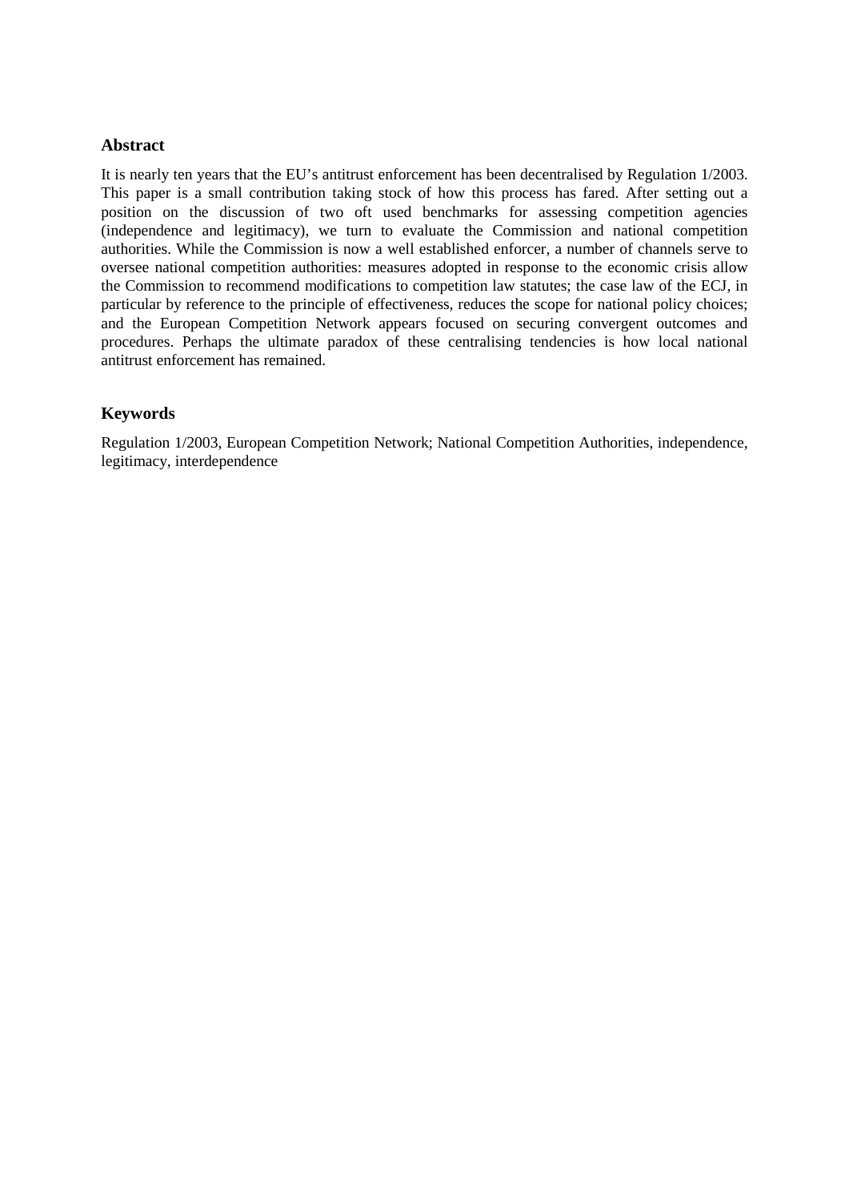### Abstract

It is nearly ten years that the EU's antitrust enforcement has been decentralised by Regulation 1/2003. This paper is a small contribution taking stock of how this process has fared. After setting out a position on the discussion of two oft used benchmarks for assessing competition agencies (independence and legitimacy), we turn to evaluate the Commission and national competition authorities. While the Commission is now a well established enforcer, a number of channels serve to oversee national competition authorities: measures adopted in response to the economic crisis allow the Commission to recommend modifications to competition law statutes; the case law of the ECJ, in particular by reference to the principle of effectiveness, reduces the scope for national policy choices; and the European Competition Network appears focused on securing convergent outcomes and procedures. Perhaps the ultimate paradox of these centralising tendencies is how local national antitrust enforcement has remained.

### Keywords

Regulation 1/2003, European Competition Network; National Competition Authorities, independence, legitimacy, interdependence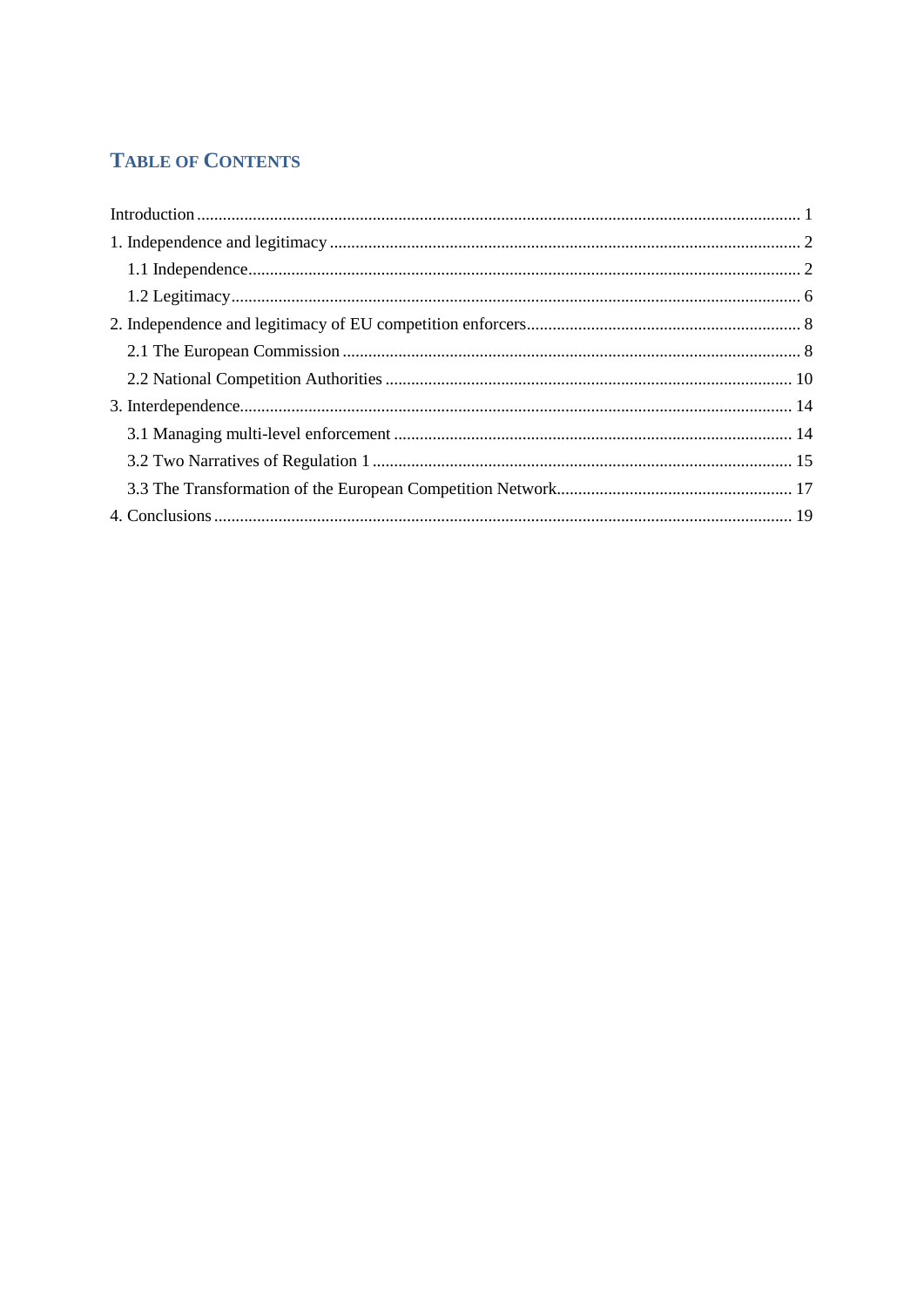## TABLE OF CONTENTS

Introduction ........................................................................................................................................ 1

1. Independence and legitimacy ........................................................................................................ 2

   1.1 Independence............................................................................................................................ 2

   1.2 Legitimacy................................................................................................................................ 6

2. Independence and legitimacy of EU competition enforcers............................................................ 8

   2.1 The European Commission ...................................................................................................... 8

   2.2 National Competition Authorities .......................................................................................... 10

3. Interdependence............................................................................................................................ 14

   3.1 Managing multi-level enforcement ......................................................................................... 14

   3.2 Two Narratives of Regulation 1 .............................................................................................. 15

   3.3 The Transformation of the European Competition Network.................................................... 17

4. Conclusions .................................................................................................................................. 19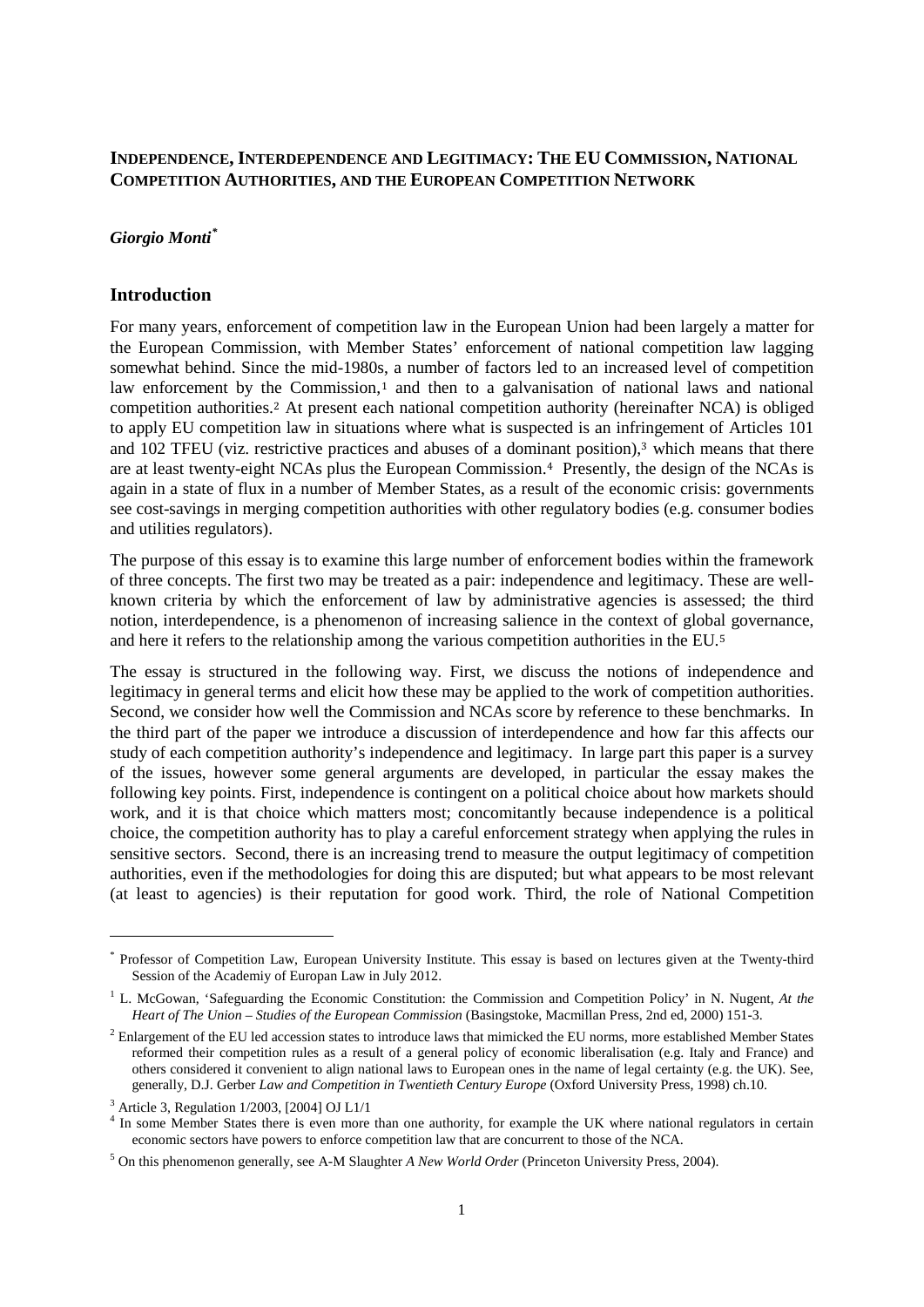**INDEPENDENCE, INTERDEPENDENCE AND LEGITIMACY: THE EU COMMISSION, NATIONAL COMPETITION AUTHORITIES, AND THE EUROPEAN COMPETITION NETWORK**

***Giorgio Monti**[*]

## Introduction

For many years, enforcement of competition law in the European Union had been largely a matter for the European Commission, with Member States' enforcement of national competition law lagging somewhat behind. Since the mid-1980s, a number of factors led to an increased level of competition law enforcement by the Commission,[1] and then to a galvanisation of national laws and national competition authorities.[2] At present each national competition authority (hereinafter NCA) is obliged to apply EU competition law in situations where what is suspected is an infringement of Articles 101 and 102 TFEU (viz. restrictive practices and abuses of a dominant position),[3] which means that there are at least twenty-eight NCAs plus the European Commission.[4] Presently, the design of the NCAs is again in a state of flux in a number of Member States, as a result of the economic crisis: governments see cost-savings in merging competition authorities with other regulatory bodies (e.g. consumer bodies and utilities regulators).

The purpose of this essay is to examine this large number of enforcement bodies within the framework of three concepts. The first two may be treated as a pair: independence and legitimacy. These are well-known criteria by which the enforcement of law by administrative agencies is assessed; the third notion, interdependence, is a phenomenon of increasing salience in the context of global governance, and here it refers to the relationship among the various competition authorities in the EU.[5]

The essay is structured in the following way. First, we discuss the notions of independence and legitimacy in general terms and elicit how these may be applied to the work of competition authorities. Second, we consider how well the Commission and NCAs score by reference to these benchmarks. In the third part of the paper we introduce a discussion of interdependence and how far this affects our study of each competition authority's independence and legitimacy. In large part this paper is a survey of the issues, however some general arguments are developed, in particular the essay makes the following key points. First, independence is contingent on a political choice about how markets should work, and it is that choice which matters most; concomitantly because independence is a political choice, the competition authority has to play a careful enforcement strategy when applying the rules in sensitive sectors. Second, there is an increasing trend to measure the output legitimacy of competition authorities, even if the methodologies for doing this are disputed; but what appears to be most relevant (at least to agencies) is their reputation for good work. Third, the role of National Competition

---

[*] Professor of Competition Law, European University Institute. This essay is based on lectures given at the Twenty-third Session of the Academiy of Europan Law in July 2012.

[1] L. McGowan, 'Safeguarding the Economic Constitution: the Commission and Competition Policy' in N. Nugent, *At the Heart of The Union – Studies of the European Commission* (Basingstoke, Macmillan Press, 2nd ed, 2000) 151-3.

[2] Enlargement of the EU led accession states to introduce laws that mimicked the EU norms, more established Member States reformed their competition rules as a result of a general policy of economic liberalisation (e.g. Italy and France) and others considered it convenient to align national laws to European ones in the name of legal certainty (e.g. the UK). See, generally, D.J. Gerber *Law and Competition in Twentieth Century Europe* (Oxford University Press, 1998) ch.10.

[3] Article 3, Regulation 1/2003, [2004] OJ L1/1

[4] In some Member States there is even more than one authority, for example the UK where national regulators in certain economic sectors have powers to enforce competition law that are concurrent to those of the NCA.

[5] On this phenomenon generally, see A-M Slaughter *A New World Order* (Princeton University Press, 2004).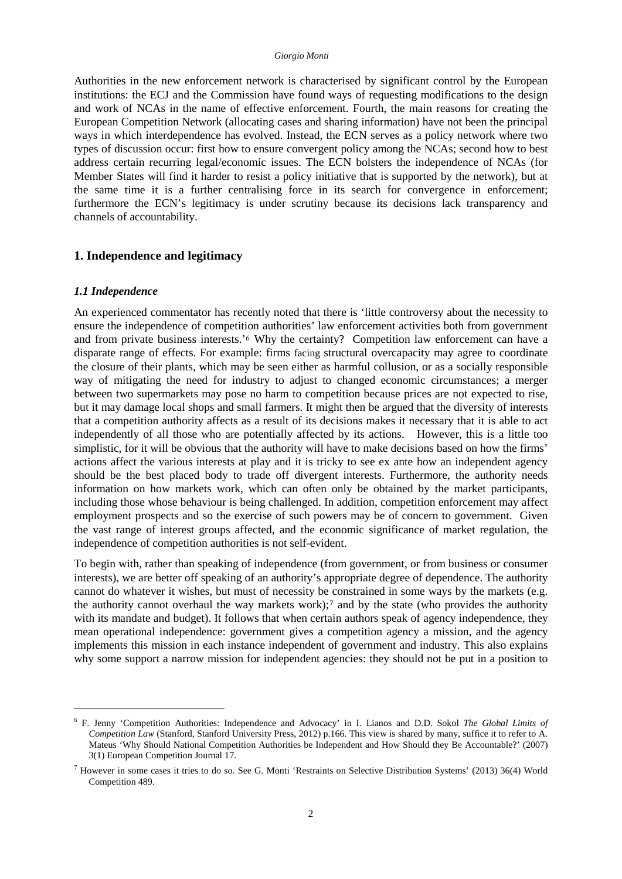Authorities in the new enforcement network is characterised by significant control by the European institutions: the ECJ and the Commission have found ways of requesting modifications to the design and work of NCAs in the name of effective enforcement. Fourth, the main reasons for creating the European Competition Network (allocating cases and sharing information) have not been the principal ways in which interdependence has evolved. Instead, the ECN serves as a policy network where two types of discussion occur: first how to ensure convergent policy among the NCAs; second how to best address certain recurring legal/economic issues. The ECN bolsters the independence of NCAs (for Member States will find it harder to resist a policy initiative that is supported by the network), but at the same time it is a further centralising force in its search for convergence in enforcement; furthermore the ECN's legitimacy is under scrutiny because its decisions lack transparency and channels of accountability.

## 1. Independence and legitimacy

### *1.1 Independence*

An experienced commentator has recently noted that there is 'little controversy about the necessity to ensure the independence of competition authorities' law enforcement activities both from government and from private business interests.'[6] Why the certainty? Competition law enforcement can have a disparate range of effects. For example: firms facing structural overcapacity may agree to coordinate the closure of their plants, which may be seen either as harmful collusion, or as a socially responsible way of mitigating the need for industry to adjust to changed economic circumstances; a merger between two supermarkets may pose no harm to competition because prices are not expected to rise, but it may damage local shops and small farmers. It might then be argued that the diversity of interests that a competition authority affects as a result of its decisions makes it necessary that it is able to act independently of all those who are potentially affected by its actions. However, this is a little too simplistic, for it will be obvious that the authority will have to make decisions based on how the firms' actions affect the various interests at play and it is tricky to see ex ante how an independent agency should be the best placed body to trade off divergent interests. Furthermore, the authority needs information on how markets work, which can often only be obtained by the market participants, including those whose behaviour is being challenged. In addition, competition enforcement may affect employment prospects and so the exercise of such powers may be of concern to government. Given the vast range of interest groups affected, and the economic significance of market regulation, the independence of competition authorities is not self-evident.

To begin with, rather than speaking of independence (from government, or from business or consumer interests), we are better off speaking of an authority's appropriate degree of dependence. The authority cannot do whatever it wishes, but must of necessity be constrained in some ways by the markets (e.g. the authority cannot overhaul the way markets work);[7] and by the state (who provides the authority with its mandate and budget). It follows that when certain authors speak of agency independence, they mean operational independence: government gives a competition agency a mission, and the agency implements this mission in each instance independent of government and industry. This also explains why some support a narrow mission for independent agencies: they should not be put in a position to

---

[6] F. Jenny 'Competition Authorities: Independence and Advocacy' in I. Lianos and D.D. Sokol *The Global Limits of Competition Law* (Stanford, Stanford University Press, 2012) p.166. This view is shared by many, suffice it to refer to A. Mateus 'Why Should National Competition Authorities be Independent and How Should they Be Accountable?' (2007) 3(1) European Competition Journal 17.

[7] However in some cases it tries to do so. See G. Monti 'Restraints on Selective Distribution Systems' (2013) 36(4) World Competition 489.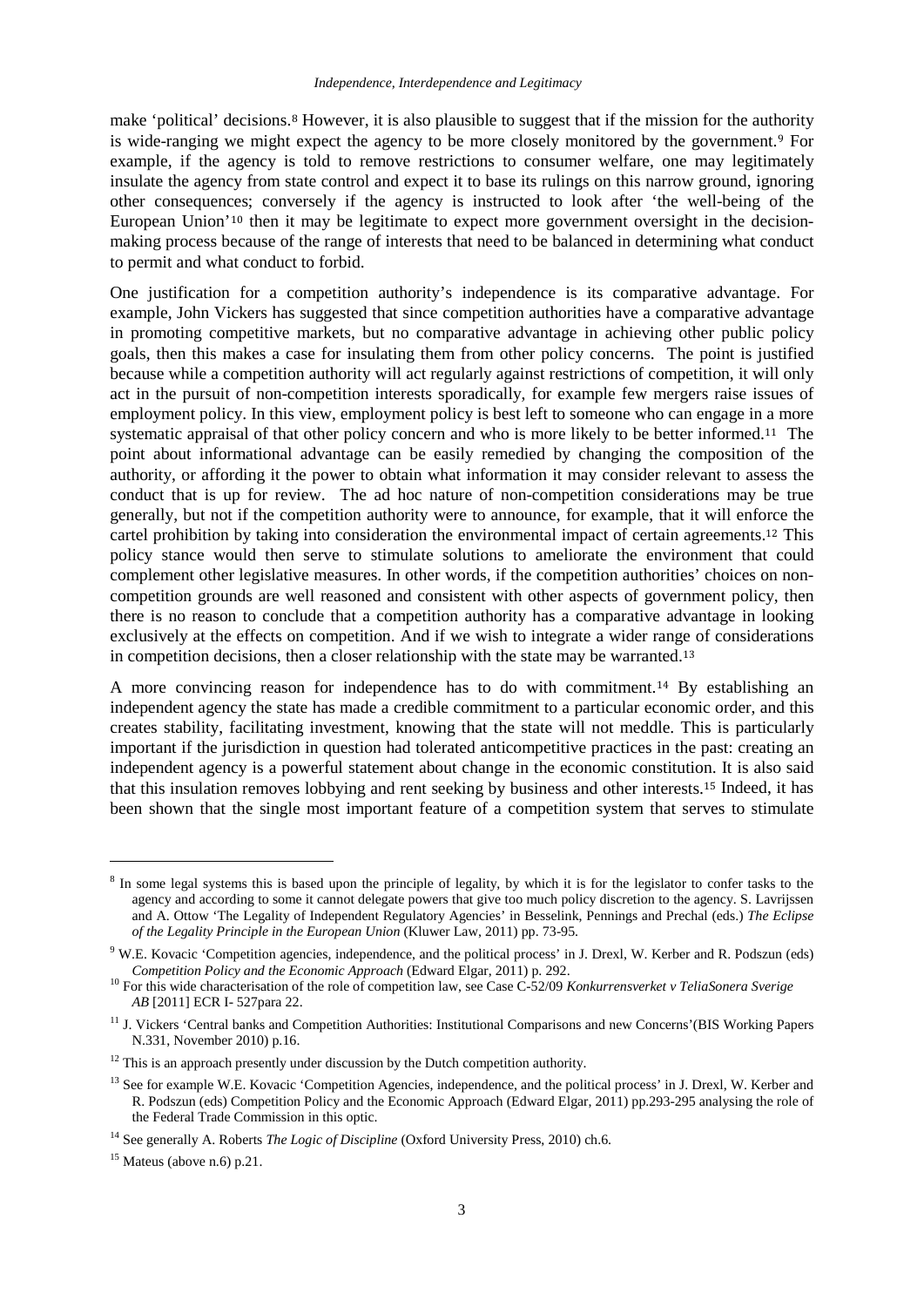make 'political' decisions.[8] However, it is also plausible to suggest that if the mission for the authority is wide-ranging we might expect the agency to be more closely monitored by the government.[9] For example, if the agency is told to remove restrictions to consumer welfare, one may legitimately insulate the agency from state control and expect it to base its rulings on this narrow ground, ignoring other consequences; conversely if the agency is instructed to look after 'the well-being of the European Union'[10] then it may be legitimate to expect more government oversight in the decision-making process because of the range of interests that need to be balanced in determining what conduct to permit and what conduct to forbid.

One justification for a competition authority's independence is its comparative advantage. For example, John Vickers has suggested that since competition authorities have a comparative advantage in promoting competitive markets, but no comparative advantage in achieving other public policy goals, then this makes a case for insulating them from other policy concerns. The point is justified because while a competition authority will act regularly against restrictions of competition, it will only act in the pursuit of non-competition interests sporadically, for example few mergers raise issues of employment policy. In this view, employment policy is best left to someone who can engage in a more systematic appraisal of that other policy concern and who is more likely to be better informed.[11] The point about informational advantage can be easily remedied by changing the composition of the authority, or affording it the power to obtain what information it may consider relevant to assess the conduct that is up for review. The ad hoc nature of non-competition considerations may be true generally, but not if the competition authority were to announce, for example, that it will enforce the cartel prohibition by taking into consideration the environmental impact of certain agreements.[12] This policy stance would then serve to stimulate solutions to ameliorate the environment that could complement other legislative measures. In other words, if the competition authorities' choices on non-competition grounds are well reasoned and consistent with other aspects of government policy, then there is no reason to conclude that a competition authority has a comparative advantage in looking exclusively at the effects on competition. And if we wish to integrate a wider range of considerations in competition decisions, then a closer relationship with the state may be warranted.[13]

A more convincing reason for independence has to do with commitment.[14] By establishing an independent agency the state has made a credible commitment to a particular economic order, and this creates stability, facilitating investment, knowing that the state will not meddle. This is particularly important if the jurisdiction in question had tolerated anticompetitive practices in the past: creating an independent agency is a powerful statement about change in the economic constitution. It is also said that this insulation removes lobbying and rent seeking by business and other interests.[15] Indeed, it has been shown that the single most important feature of a competition system that serves to stimulate

---

[8] In some legal systems this is based upon the principle of legality, by which it is for the legislator to confer tasks to the agency and according to some it cannot delegate powers that give too much policy discretion to the agency. S. Lavrijssen and A. Ottow 'The Legality of Independent Regulatory Agencies' in Besselink, Pennings and Prechal (eds.) *The Eclipse of the Legality Principle in the European Union* (Kluwer Law, 2011) pp. 73-95.

[9] W.E. Kovacic 'Competition agencies, independence, and the political process' in J. Drexl, W. Kerber and R. Podszun (eds) *Competition Policy and the Economic Approach* (Edward Elgar, 2011) p. 292.

[10] For this wide characterisation of the role of competition law, see Case C-52/09 *Konkurrensverket v TeliaSonera Sverige AB* [2011] ECR I- 527para 22.

[11] J. Vickers 'Central banks and Competition Authorities: Institutional Comparisons and new Concerns'(BIS Working Papers N.331, November 2010) p.16.

[12] This is an approach presently under discussion by the Dutch competition authority.

[13] See for example W.E. Kovacic 'Competition Agencies, independence, and the political process' in J. Drexl, W. Kerber and R. Podszun (eds) Competition Policy and the Economic Approach (Edward Elgar, 2011) pp.293-295 analysing the role of the Federal Trade Commission in this optic.

[14] See generally A. Roberts *The Logic of Discipline* (Oxford University Press, 2010) ch.6.

[15] Mateus (above n.6) p.21.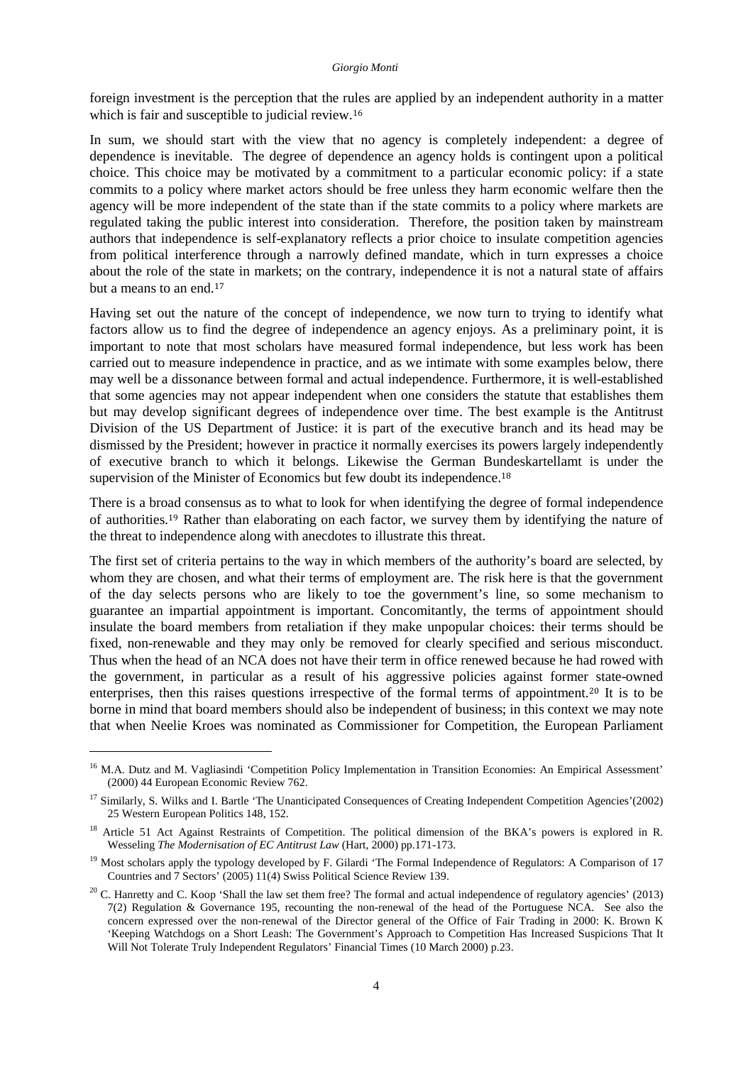foreign investment is the perception that the rules are applied by an independent authority in a matter which is fair and susceptible to judicial review.[16]

In sum, we should start with the view that no agency is completely independent: a degree of dependence is inevitable. The degree of dependence an agency holds is contingent upon a political choice. This choice may be motivated by a commitment to a particular economic policy: if a state commits to a policy where market actors should be free unless they harm economic welfare then the agency will be more independent of the state than if the state commits to a policy where markets are regulated taking the public interest into consideration. Therefore, the position taken by mainstream authors that independence is self-explanatory reflects a prior choice to insulate competition agencies from political interference through a narrowly defined mandate, which in turn expresses a choice about the role of the state in markets; on the contrary, independence it is not a natural state of affairs but a means to an end.[17]

Having set out the nature of the concept of independence, we now turn to trying to identify what factors allow us to find the degree of independence an agency enjoys. As a preliminary point, it is important to note that most scholars have measured formal independence, but less work has been carried out to measure independence in practice, and as we intimate with some examples below, there may well be a dissonance between formal and actual independence. Furthermore, it is well-established that some agencies may not appear independent when one considers the statute that establishes them but may develop significant degrees of independence over time. The best example is the Antitrust Division of the US Department of Justice: it is part of the executive branch and its head may be dismissed by the President; however in practice it normally exercises its powers largely independently of executive branch to which it belongs. Likewise the German Bundeskartellamt is under the supervision of the Minister of Economics but few doubt its independence.[18]

There is a broad consensus as to what to look for when identifying the degree of formal independence of authorities.[19] Rather than elaborating on each factor, we survey them by identifying the nature of the threat to independence along with anecdotes to illustrate this threat.

The first set of criteria pertains to the way in which members of the authority's board are selected, by whom they are chosen, and what their terms of employment are. The risk here is that the government of the day selects persons who are likely to toe the government's line, so some mechanism to guarantee an impartial appointment is important. Concomitantly, the terms of appointment should insulate the board members from retaliation if they make unpopular choices: their terms should be fixed, non-renewable and they may only be removed for clearly specified and serious misconduct. Thus when the head of an NCA does not have their term in office renewed because he had rowed with the government, in particular as a result of his aggressive policies against former state-owned enterprises, then this raises questions irrespective of the formal terms of appointment.[20] It is to be borne in mind that board members should also be independent of business; in this context we may note that when Neelie Kroes was nominated as Commissioner for Competition, the European Parliament

---

[16] M.A. Dutz and M. Vagliasindi 'Competition Policy Implementation in Transition Economies: An Empirical Assessment' (2000) 44 European Economic Review 762.

[17] Similarly, S. Wilks and I. Bartle 'The Unanticipated Consequences of Creating Independent Competition Agencies'(2002) 25 Western European Politics 148, 152.

[18] Article 51 Act Against Restraints of Competition. The political dimension of the BKA's powers is explored in R. Wesseling *The Modernisation of EC Antitrust Law* (Hart, 2000) pp.171-173.

[19] Most scholars apply the typology developed by F. Gilardi 'The Formal Independence of Regulators: A Comparison of 17 Countries and 7 Sectors' (2005) 11(4) Swiss Political Science Review 139.

[20] C. Hanretty and C. Koop 'Shall the law set them free? The formal and actual independence of regulatory agencies' (2013) 7(2) Regulation & Governance 195, recounting the non-renewal of the head of the Portuguese NCA. See also the concern expressed over the non-renewal of the Director general of the Office of Fair Trading in 2000: K. Brown K 'Keeping Watchdogs on a Short Leash: The Government's Approach to Competition Has Increased Suspicions That It Will Not Tolerate Truly Independent Regulators' Financial Times (10 March 2000) p.23.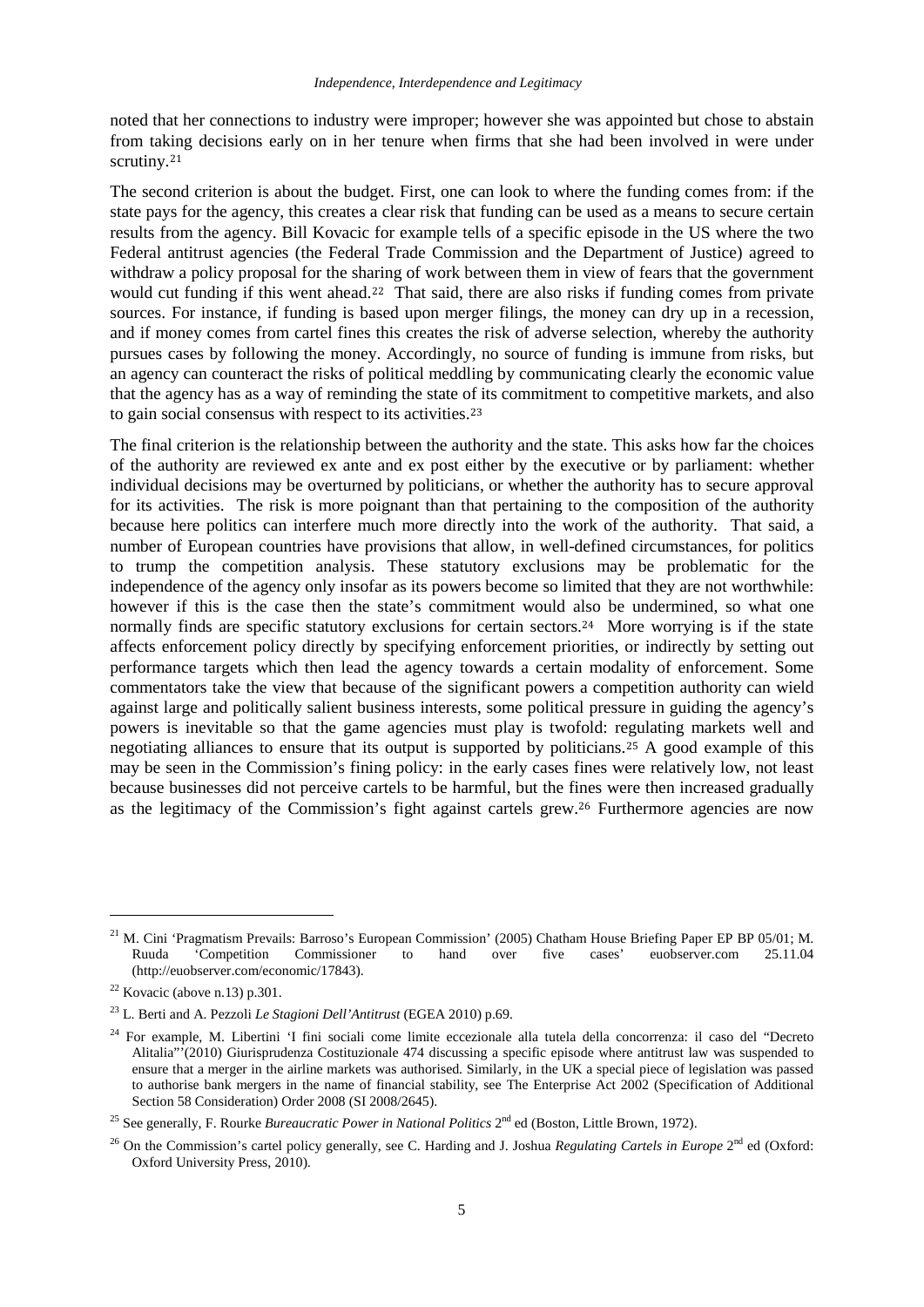noted that her connections to industry were improper; however she was appointed but chose to abstain from taking decisions early on in her tenure when firms that she had been involved in were under scrutiny.[21]

The second criterion is about the budget. First, one can look to where the funding comes from: if the state pays for the agency, this creates a clear risk that funding can be used as a means to secure certain results from the agency. Bill Kovacic for example tells of a specific episode in the US where the two Federal antitrust agencies (the Federal Trade Commission and the Department of Justice) agreed to withdraw a policy proposal for the sharing of work between them in view of fears that the government would cut funding if this went ahead.[22] That said, there are also risks if funding comes from private sources. For instance, if funding is based upon merger filings, the money can dry up in a recession, and if money comes from cartel fines this creates the risk of adverse selection, whereby the authority pursues cases by following the money. Accordingly, no source of funding is immune from risks, but an agency can counteract the risks of political meddling by communicating clearly the economic value that the agency has as a way of reminding the state of its commitment to competitive markets, and also to gain social consensus with respect to its activities.[23]

The final criterion is the relationship between the authority and the state. This asks how far the choices of the authority are reviewed ex ante and ex post either by the executive or by parliament: whether individual decisions may be overturned by politicians, or whether the authority has to secure approval for its activities. The risk is more poignant than that pertaining to the composition of the authority because here politics can interfere much more directly into the work of the authority. That said, a number of European countries have provisions that allow, in well-defined circumstances, for politics to trump the competition analysis. These statutory exclusions may be problematic for the independence of the agency only insofar as its powers become so limited that they are not worthwhile: however if this is the case then the state's commitment would also be undermined, so what one normally finds are specific statutory exclusions for certain sectors.[24] More worrying is if the state affects enforcement policy directly by specifying enforcement priorities, or indirectly by setting out performance targets which then lead the agency towards a certain modality of enforcement. Some commentators take the view that because of the significant powers a competition authority can wield against large and politically salient business interests, some political pressure in guiding the agency's powers is inevitable so that the game agencies must play is twofold: regulating markets well and negotiating alliances to ensure that its output is supported by politicians.[25] A good example of this may be seen in the Commission's fining policy: in the early cases fines were relatively low, not least because businesses did not perceive cartels to be harmful, but the fines were then increased gradually as the legitimacy of the Commission's fight against cartels grew.[26] Furthermore agencies are now

---

[21] M. Cini 'Pragmatism Prevails: Barroso's European Commission' (2005) Chatham House Briefing Paper EP BP 05/01; M. Ruuda 'Competition Commissioner to hand over five cases' euobserver.com 25.11.04 (http://euobserver.com/economic/17843).

[22] Kovacic (above n.13) p.301.

[23] L. Berti and A. Pezzoli *Le Stagioni Dell'Antitrust* (EGEA 2010) p.69.

[24] For example, M. Libertini 'I fini sociali come limite eccezionale alla tutela della concorrenza: il caso del "Decreto Alitalia"'(2010) Giurisprudenza Costituzionale 474 discussing a specific episode where antitrust law was suspended to ensure that a merger in the airline markets was authorised. Similarly, in the UK a special piece of legislation was passed to authorise bank mergers in the name of financial stability, see The Enterprise Act 2002 (Specification of Additional Section 58 Consideration) Order 2008 (SI 2008/2645).

[25] See generally, F. Rourke *Bureaucratic Power in National Politics* 2nd ed (Boston, Little Brown, 1972).

[26] On the Commission's cartel policy generally, see C. Harding and J. Joshua *Regulating Cartels in Europe* 2nd ed (Oxford: Oxford University Press, 2010).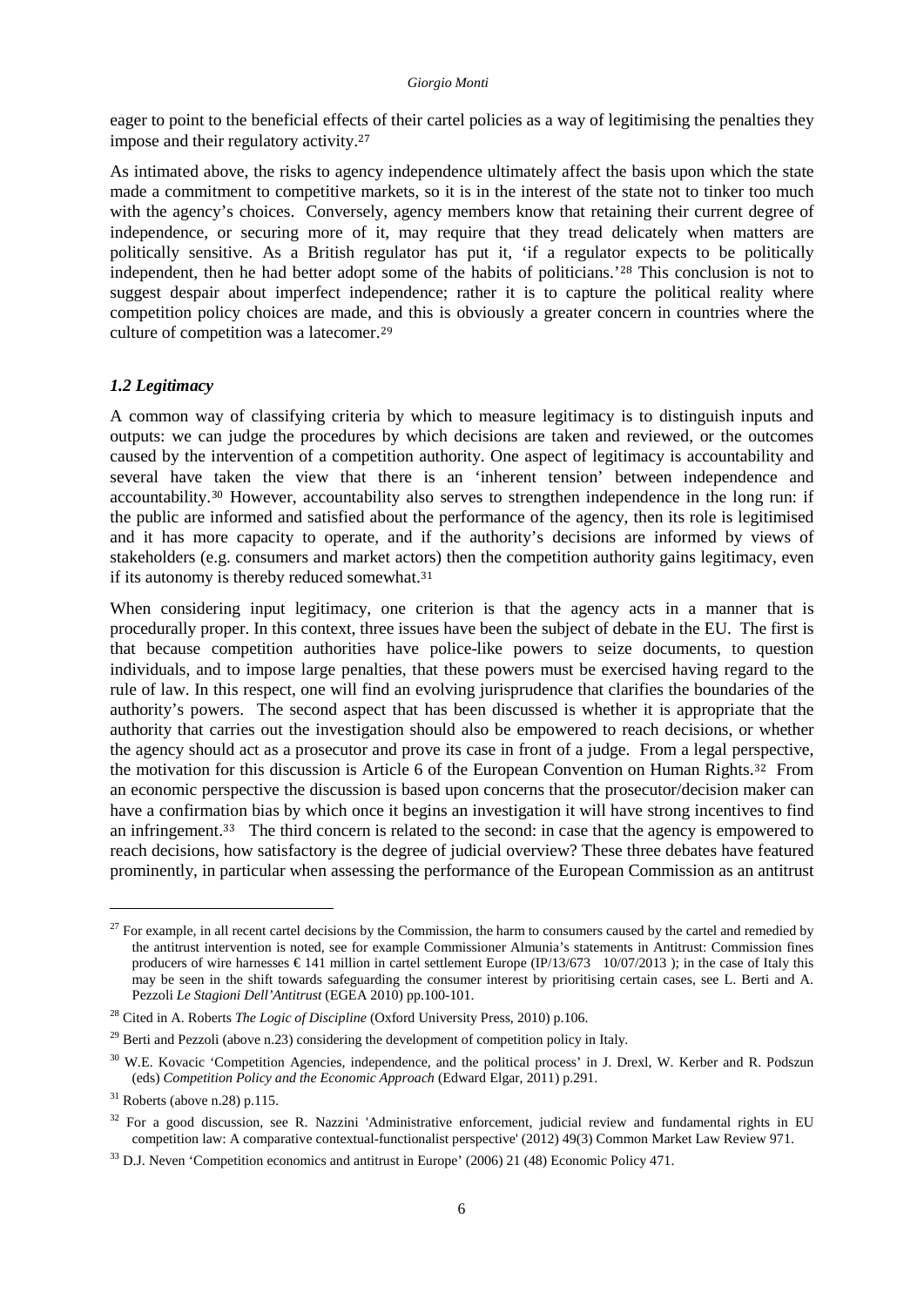eager to point to the beneficial effects of their cartel policies as a way of legitimising the penalties they impose and their regulatory activity.[27]

As intimated above, the risks to agency independence ultimately affect the basis upon which the state made a commitment to competitive markets, so it is in the interest of the state not to tinker too much with the agency's choices. Conversely, agency members know that retaining their current degree of independence, or securing more of it, may require that they tread delicately when matters are politically sensitive. As a British regulator has put it, 'if a regulator expects to be politically independent, then he had better adopt some of the habits of politicians.'[28] This conclusion is not to suggest despair about imperfect independence; rather it is to capture the political reality where competition policy choices are made, and this is obviously a greater concern in countries where the culture of competition was a latecomer.[29]

### *1.2 Legitimacy*

A common way of classifying criteria by which to measure legitimacy is to distinguish inputs and outputs: we can judge the procedures by which decisions are taken and reviewed, or the outcomes caused by the intervention of a competition authority. One aspect of legitimacy is accountability and several have taken the view that there is an 'inherent tension' between independence and accountability.[30] However, accountability also serves to strengthen independence in the long run: if the public are informed and satisfied about the performance of the agency, then its role is legitimised and it has more capacity to operate, and if the authority's decisions are informed by views of stakeholders (e.g. consumers and market actors) then the competition authority gains legitimacy, even if its autonomy is thereby reduced somewhat.[31]

When considering input legitimacy, one criterion is that the agency acts in a manner that is procedurally proper. In this context, three issues have been the subject of debate in the EU. The first is that because competition authorities have police-like powers to seize documents, to question individuals, and to impose large penalties, that these powers must be exercised having regard to the rule of law. In this respect, one will find an evolving jurisprudence that clarifies the boundaries of the authority's powers. The second aspect that has been discussed is whether it is appropriate that the authority that carries out the investigation should also be empowered to reach decisions, or whether the agency should act as a prosecutor and prove its case in front of a judge. From a legal perspective, the motivation for this discussion is Article 6 of the European Convention on Human Rights.[32] From an economic perspective the discussion is based upon concerns that the prosecutor/decision maker can have a confirmation bias by which once it begins an investigation it will have strong incentives to find an infringement.[33] The third concern is related to the second: in case that the agency is empowered to reach decisions, how satisfactory is the degree of judicial overview? These three debates have featured prominently, in particular when assessing the performance of the European Commission as an antitrust

---

[27] For example, in all recent cartel decisions by the Commission, the harm to consumers caused by the cartel and remedied by the antitrust intervention is noted, see for example Commissioner Almunia's statements in Antitrust: Commission fines producers of wire harnesses € 141 million in cartel settlement Europe (IP/13/673 10/07/2013 ); in the case of Italy this may be seen in the shift towards safeguarding the consumer interest by prioritising certain cases, see L. Berti and A. Pezzoli *Le Stagioni Dell'Antitrust* (EGEA 2010) pp.100-101.

[28] Cited in A. Roberts *The Logic of Discipline* (Oxford University Press, 2010) p.106.

[29] Berti and Pezzoli (above n.23) considering the development of competition policy in Italy.

[30] W.E. Kovacic 'Competition Agencies, independence, and the political process' in J. Drexl, W. Kerber and R. Podszun (eds) *Competition Policy and the Economic Approach* (Edward Elgar, 2011) p.291.

[31] Roberts (above n.28) p.115.

[32] For a good discussion, see R. Nazzini 'Administrative enforcement, judicial review and fundamental rights in EU competition law: A comparative contextual-functionalist perspective' (2012) 49(3) Common Market Law Review 971.

[33] D.J. Neven 'Competition economics and antitrust in Europe' (2006) 21 (48) Economic Policy 471.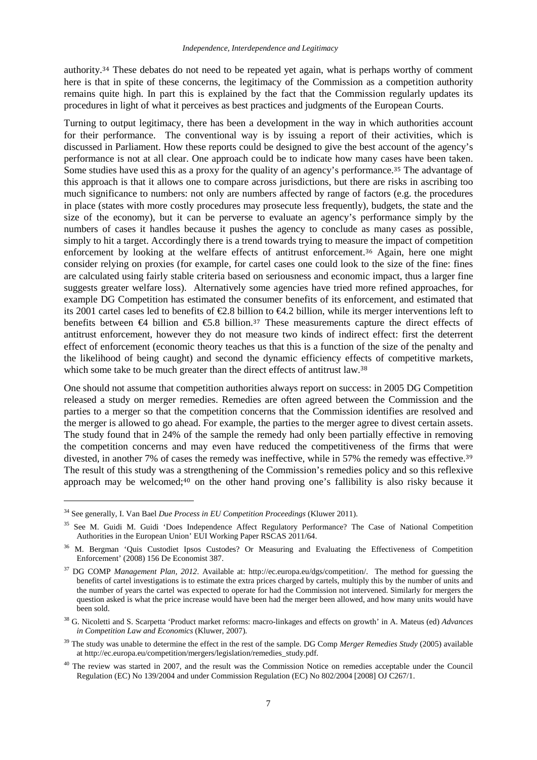authority.[34] These debates do not need to be repeated yet again, what is perhaps worthy of comment here is that in spite of these concerns, the legitimacy of the Commission as a competition authority remains quite high. In part this is explained by the fact that the Commission regularly updates its procedures in light of what it perceives as best practices and judgments of the European Courts.

Turning to output legitimacy, there has been a development in the way in which authorities account for their performance. The conventional way is by issuing a report of their activities, which is discussed in Parliament. How these reports could be designed to give the best account of the agency's performance is not at all clear. One approach could be to indicate how many cases have been taken. Some studies have used this as a proxy for the quality of an agency's performance.[35] The advantage of this approach is that it allows one to compare across jurisdictions, but there are risks in ascribing too much significance to numbers: not only are numbers affected by range of factors (e.g. the procedures in place (states with more costly procedures may prosecute less frequently), budgets, the state and the size of the economy), but it can be perverse to evaluate an agency's performance simply by the numbers of cases it handles because it pushes the agency to conclude as many cases as possible, simply to hit a target. Accordingly there is a trend towards trying to measure the impact of competition enforcement by looking at the welfare effects of antitrust enforcement.[36] Again, here one might consider relying on proxies (for example, for cartel cases one could look to the size of the fine: fines are calculated using fairly stable criteria based on seriousness and economic impact, thus a larger fine suggests greater welfare loss). Alternatively some agencies have tried more refined approaches, for example DG Competition has estimated the consumer benefits of its enforcement, and estimated that its 2001 cartel cases led to benefits of €2.8 billion to €4.2 billion, while its merger interventions left to benefits between €4 billion and €5.8 billion.[37] These measurements capture the direct effects of antitrust enforcement, however they do not measure two kinds of indirect effect: first the deterrent effect of enforcement (economic theory teaches us that this is a function of the size of the penalty and the likelihood of being caught) and second the dynamic efficiency effects of competitive markets, which some take to be much greater than the direct effects of antitrust law.[38]

One should not assume that competition authorities always report on success: in 2005 DG Competition released a study on merger remedies. Remedies are often agreed between the Commission and the parties to a merger so that the competition concerns that the Commission identifies are resolved and the merger is allowed to go ahead. For example, the parties to the merger agree to divest certain assets. The study found that in 24% of the sample the remedy had only been partially effective in removing the competition concerns and may even have reduced the competitiveness of the firms that were divested, in another 7% of cases the remedy was ineffective, while in 57% the remedy was effective.[39] The result of this study was a strengthening of the Commission's remedies policy and so this reflexive approach may be welcomed;[40] on the other hand proving one's fallibility is also risky because it

---

[34] See generally, I. Van Bael *Due Process in EU Competition Proceedings* (Kluwer 2011).

[35] See M. Guidi M. Guidi 'Does Independence Affect Regulatory Performance? The Case of National Competition Authorities in the European Union' EUI Working Paper RSCAS 2011/64.

[36] M. Bergman 'Quis Custodiet Ipsos Custodes? Or Measuring and Evaluating the Effectiveness of Competition Enforcement' (2008) 156 De Economist 387.

[37] DG COMP *Management Plan, 2012*. Available at: http://ec.europa.eu/dgs/competition/. The method for guessing the benefits of cartel investigations is to estimate the extra prices charged by cartels, multiply this by the number of units and the number of years the cartel was expected to operate for had the Commission not intervened. Similarly for mergers the question asked is what the price increase would have been had the merger been allowed, and how many units would have been sold.

[38] G. Nicoletti and S. Scarpetta 'Product market reforms: macro-linkages and effects on growth' in A. Mateus (ed) *Advances in Competition Law and Economics* (Kluwer, 2007).

[39] The study was unable to determine the effect in the rest of the sample. DG Comp *Merger Remedies Study* (2005) available at http://ec.europa.eu/competition/mergers/legislation/remedies_study.pdf.

[40] The review was started in 2007, and the result was the Commission Notice on remedies acceptable under the Council Regulation (EC) No 139/2004 and under Commission Regulation (EC) No 802/2004 [2008] OJ C267/1.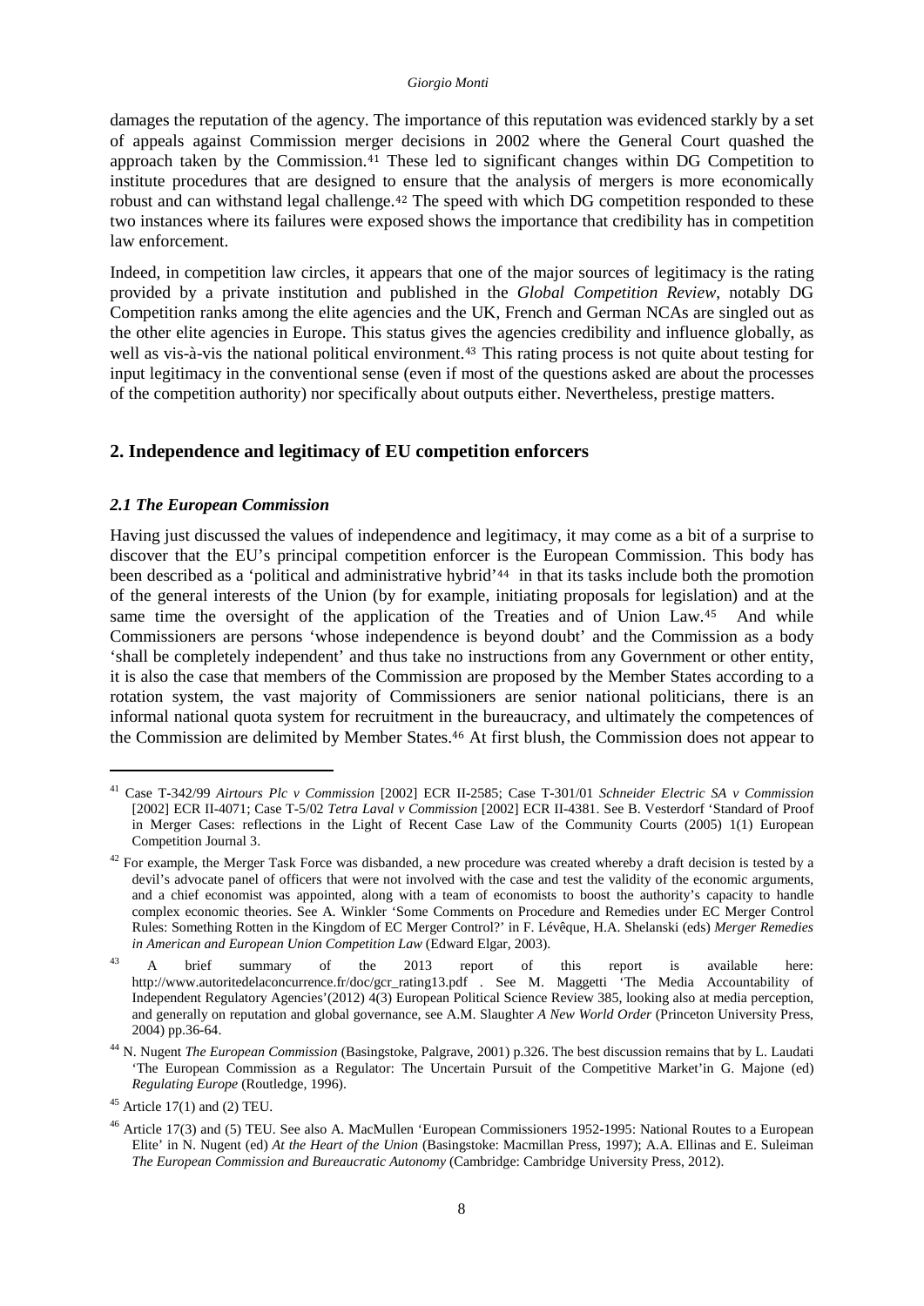damages the reputation of the agency. The importance of this reputation was evidenced starkly by a set of appeals against Commission merger decisions in 2002 where the General Court quashed the approach taken by the Commission.[41] These led to significant changes within DG Competition to institute procedures that are designed to ensure that the analysis of mergers is more economically robust and can withstand legal challenge.[42] The speed with which DG competition responded to these two instances where its failures were exposed shows the importance that credibility has in competition law enforcement.

Indeed, in competition law circles, it appears that one of the major sources of legitimacy is the rating provided by a private institution and published in the *Global Competition Review*, notably DG Competition ranks among the elite agencies and the UK, French and German NCAs are singled out as the other elite agencies in Europe. This status gives the agencies credibility and influence globally, as well as vis-à-vis the national political environment.[43] This rating process is not quite about testing for input legitimacy in the conventional sense (even if most of the questions asked are about the processes of the competition authority) nor specifically about outputs either. Nevertheless, prestige matters.

## 2. Independence and legitimacy of EU competition enforcers

### *2.1 The European Commission*

Having just discussed the values of independence and legitimacy, it may come as a bit of a surprise to discover that the EU's principal competition enforcer is the European Commission. This body has been described as a 'political and administrative hybrid'[44] in that its tasks include both the promotion of the general interests of the Union (by for example, initiating proposals for legislation) and at the same time the oversight of the application of the Treaties and of Union Law.[45] And while Commissioners are persons 'whose independence is beyond doubt' and the Commission as a body 'shall be completely independent' and thus take no instructions from any Government or other entity, it is also the case that members of the Commission are proposed by the Member States according to a rotation system, the vast majority of Commissioners are senior national politicians, there is an informal national quota system for recruitment in the bureaucracy, and ultimately the competences of the Commission are delimited by Member States.[46] At first blush, the Commission does not appear to

---

[41] Case T-342/99 *Airtours Plc v Commission* [2002] ECR II-2585; Case T-301/01 *Schneider Electric SA v Commission* [2002] ECR II-4071; Case T-5/02 *Tetra Laval v Commission* [2002] ECR II-4381. See B. Vesterdorf 'Standard of Proof in Merger Cases: reflections in the Light of Recent Case Law of the Community Courts (2005) 1(1) European Competition Journal 3.

[42] For example, the Merger Task Force was disbanded, a new procedure was created whereby a draft decision is tested by a devil's advocate panel of officers that were not involved with the case and test the validity of the economic arguments, and a chief economist was appointed, along with a team of economists to boost the authority's capacity to handle complex economic theories. See A. Winkler 'Some Comments on Procedure and Remedies under EC Merger Control Rules: Something Rotten in the Kingdom of EC Merger Control?' in F. Lévêque, H.A. Shelanski (eds) *Merger Remedies in American and European Union Competition Law* (Edward Elgar, 2003).

[43] A brief summary of the 2013 report of this report is available here: http://www.autoritedelaconcurrence.fr/doc/gcr_rating13.pdf . See M. Maggetti 'The Media Accountability of Independent Regulatory Agencies'(2012) 4(3) European Political Science Review 385, looking also at media perception, and generally on reputation and global governance, see A.M. Slaughter *A New World Order* (Princeton University Press, 2004) pp.36-64.

[44] N. Nugent *The European Commission* (Basingstoke, Palgrave, 2001) p.326. The best discussion remains that by L. Laudati 'The European Commission as a Regulator: The Uncertain Pursuit of the Competitive Market'in G. Majone (ed) *Regulating Europe* (Routledge, 1996).

[45] Article 17(1) and (2) TEU.

[46] Article 17(3) and (5) TEU. See also A. MacMullen 'European Commissioners 1952-1995: National Routes to a European Elite' in N. Nugent (ed) *At the Heart of the Union* (Basingstoke: Macmillan Press, 1997); A.A. Ellinas and E. Suleiman *The European Commission and Bureaucratic Autonomy* (Cambridge: Cambridge University Press, 2012).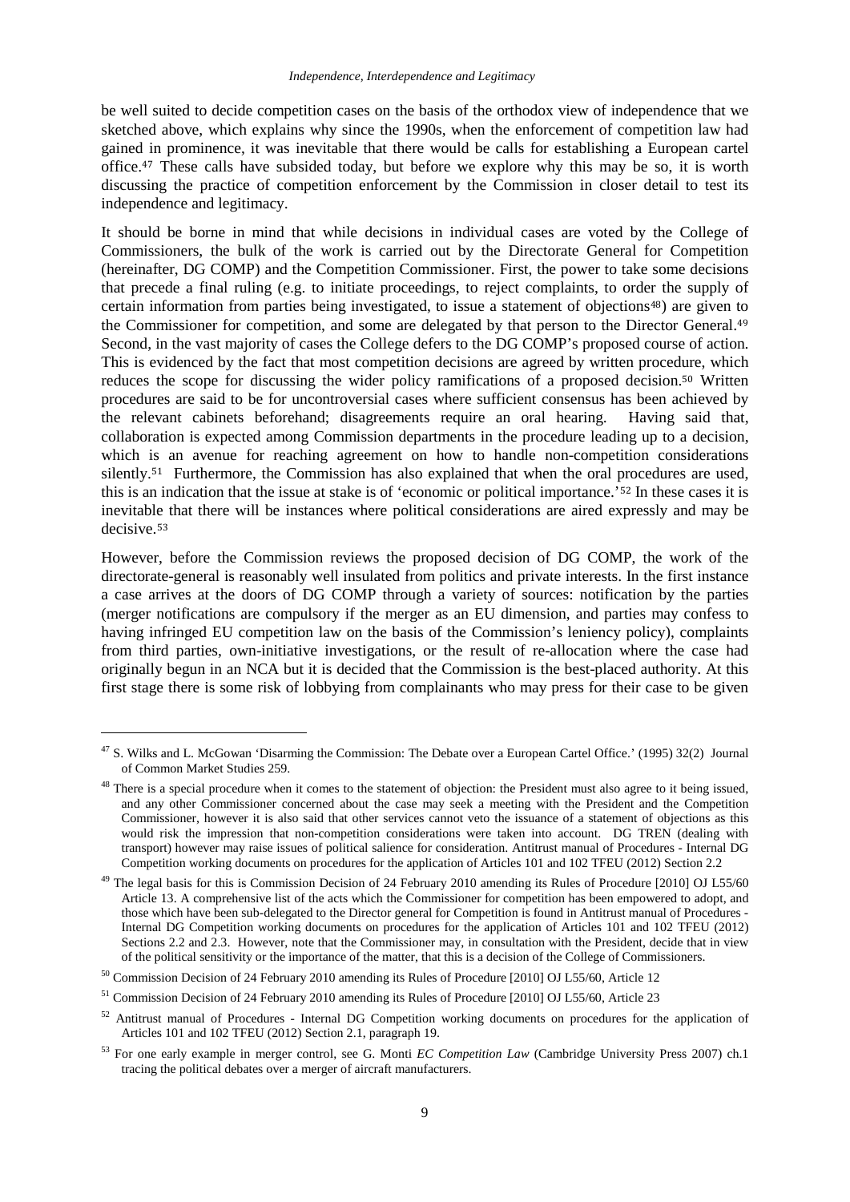be well suited to decide competition cases on the basis of the orthodox view of independence that we sketched above, which explains why since the 1990s, when the enforcement of competition law had gained in prominence, it was inevitable that there would be calls for establishing a European cartel office.[47] These calls have subsided today, but before we explore why this may be so, it is worth discussing the practice of competition enforcement by the Commission in closer detail to test its independence and legitimacy.

It should be borne in mind that while decisions in individual cases are voted by the College of Commissioners, the bulk of the work is carried out by the Directorate General for Competition (hereinafter, DG COMP) and the Competition Commissioner. First, the power to take some decisions that precede a final ruling (e.g. to initiate proceedings, to reject complaints, to order the supply of certain information from parties being investigated, to issue a statement of objections[48]) are given to the Commissioner for competition, and some are delegated by that person to the Director General.[49] Second, in the vast majority of cases the College defers to the DG COMP's proposed course of action. This is evidenced by the fact that most competition decisions are agreed by written procedure, which reduces the scope for discussing the wider policy ramifications of a proposed decision.[50] Written procedures are said to be for uncontroversial cases where sufficient consensus has been achieved by the relevant cabinets beforehand; disagreements require an oral hearing. Having said that, collaboration is expected among Commission departments in the procedure leading up to a decision, which is an avenue for reaching agreement on how to handle non-competition considerations silently.[51] Furthermore, the Commission has also explained that when the oral procedures are used, this is an indication that the issue at stake is of 'economic or political importance.'[52] In these cases it is inevitable that there will be instances where political considerations are aired expressly and may be decisive.[53]

However, before the Commission reviews the proposed decision of DG COMP, the work of the directorate-general is reasonably well insulated from politics and private interests. In the first instance a case arrives at the doors of DG COMP through a variety of sources: notification by the parties (merger notifications are compulsory if the merger as an EU dimension, and parties may confess to having infringed EU competition law on the basis of the Commission's leniency policy), complaints from third parties, own-initiative investigations, or the result of re-allocation where the case had originally begun in an NCA but it is decided that the Commission is the best-placed authority. At this first stage there is some risk of lobbying from complainants who may press for their case to be given

---

[47] S. Wilks and L. McGowan 'Disarming the Commission: The Debate over a European Cartel Office.' (1995) 32(2) Journal of Common Market Studies 259.

[48] There is a special procedure when it comes to the statement of objection: the President must also agree to it being issued, and any other Commissioner concerned about the case may seek a meeting with the President and the Competition Commissioner, however it is also said that other services cannot veto the issuance of a statement of objections as this would risk the impression that non-competition considerations were taken into account. DG TREN (dealing with transport) however may raise issues of political salience for consideration. Antitrust manual of Procedures - Internal DG Competition working documents on procedures for the application of Articles 101 and 102 TFEU (2012) Section 2.2

[49] The legal basis for this is Commission Decision of 24 February 2010 amending its Rules of Procedure [2010] OJ L55/60 Article 13. A comprehensive list of the acts which the Commissioner for competition has been empowered to adopt, and those which have been sub-delegated to the Director general for Competition is found in Antitrust manual of Procedures - Internal DG Competition working documents on procedures for the application of Articles 101 and 102 TFEU (2012) Sections 2.2 and 2.3. However, note that the Commissioner may, in consultation with the President, decide that in view of the political sensitivity or the importance of the matter, that this is a decision of the College of Commissioners.

[50] Commission Decision of 24 February 2010 amending its Rules of Procedure [2010] OJ L55/60, Article 12

[51] Commission Decision of 24 February 2010 amending its Rules of Procedure [2010] OJ L55/60, Article 23

[52] Antitrust manual of Procedures - Internal DG Competition working documents on procedures for the application of Articles 101 and 102 TFEU (2012) Section 2.1, paragraph 19.

[53] For one early example in merger control, see G. Monti *EC Competition Law* (Cambridge University Press 2007) ch.1 tracing the political debates over a merger of aircraft manufacturers.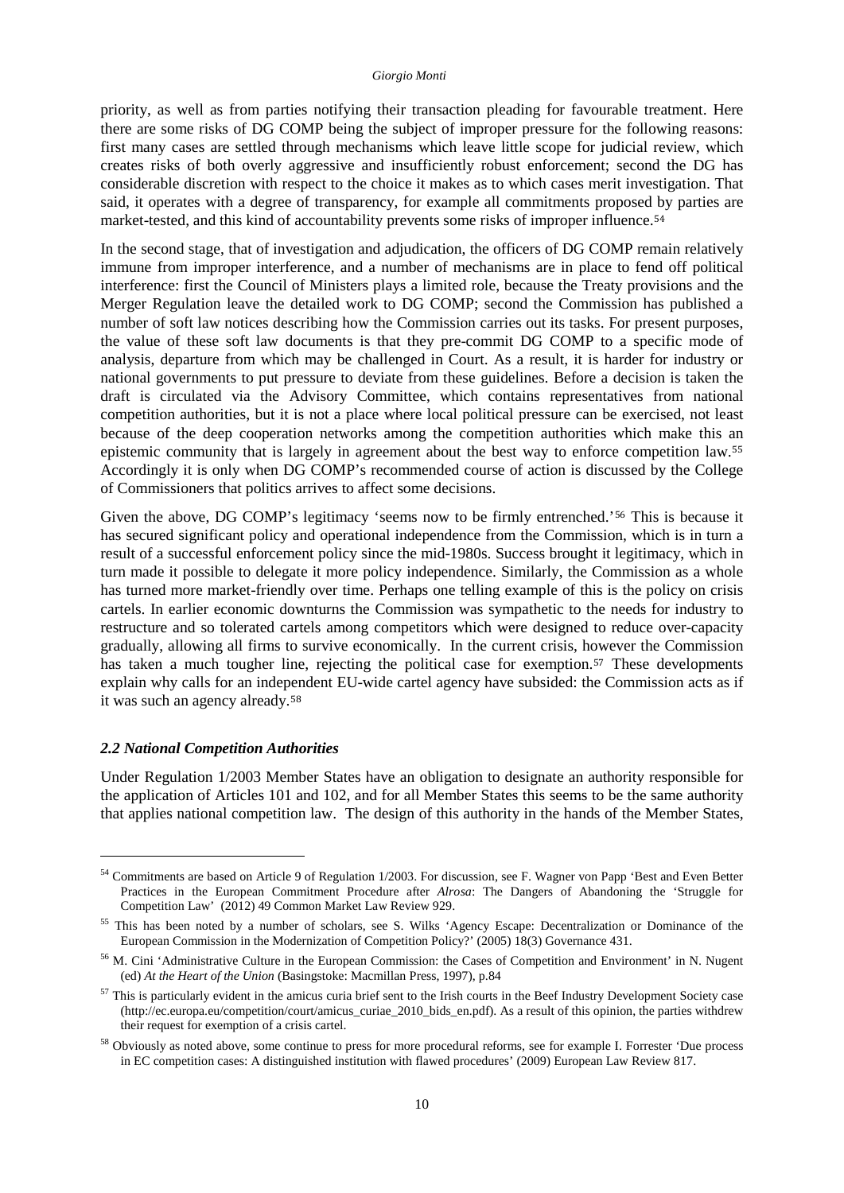priority, as well as from parties notifying their transaction pleading for favourable treatment. Here there are some risks of DG COMP being the subject of improper pressure for the following reasons: first many cases are settled through mechanisms which leave little scope for judicial review, which creates risks of both overly aggressive and insufficiently robust enforcement; second the DG has considerable discretion with respect to the choice it makes as to which cases merit investigation. That said, it operates with a degree of transparency, for example all commitments proposed by parties are market-tested, and this kind of accountability prevents some risks of improper influence.[54]

In the second stage, that of investigation and adjudication, the officers of DG COMP remain relatively immune from improper interference, and a number of mechanisms are in place to fend off political interference: first the Council of Ministers plays a limited role, because the Treaty provisions and the Merger Regulation leave the detailed work to DG COMP; second the Commission has published a number of soft law notices describing how the Commission carries out its tasks. For present purposes, the value of these soft law documents is that they pre-commit DG COMP to a specific mode of analysis, departure from which may be challenged in Court. As a result, it is harder for industry or national governments to put pressure to deviate from these guidelines. Before a decision is taken the draft is circulated via the Advisory Committee, which contains representatives from national competition authorities, but it is not a place where local political pressure can be exercised, not least because of the deep cooperation networks among the competition authorities which make this an epistemic community that is largely in agreement about the best way to enforce competition law.[55] Accordingly it is only when DG COMP's recommended course of action is discussed by the College of Commissioners that politics arrives to affect some decisions.

Given the above, DG COMP's legitimacy 'seems now to be firmly entrenched.'[56] This is because it has secured significant policy and operational independence from the Commission, which is in turn a result of a successful enforcement policy since the mid-1980s. Success brought it legitimacy, which in turn made it possible to delegate it more policy independence. Similarly, the Commission as a whole has turned more market-friendly over time. Perhaps one telling example of this is the policy on crisis cartels. In earlier economic downturns the Commission was sympathetic to the needs for industry to restructure and so tolerated cartels among competitors which were designed to reduce over-capacity gradually, allowing all firms to survive economically. In the current crisis, however the Commission has taken a much tougher line, rejecting the political case for exemption.[57] These developments explain why calls for an independent EU-wide cartel agency have subsided: the Commission acts as if it was such an agency already.[58]

### *2.2 National Competition Authorities*

Under Regulation 1/2003 Member States have an obligation to designate an authority responsible for the application of Articles 101 and 102, and for all Member States this seems to be the same authority that applies national competition law. The design of this authority in the hands of the Member States,

---

[54] Commitments are based on Article 9 of Regulation 1/2003. For discussion, see F. Wagner von Papp 'Best and Even Better Practices in the European Commitment Procedure after *Alrosa*: The Dangers of Abandoning the 'Struggle for Competition Law' (2012) 49 Common Market Law Review 929.

[55] This has been noted by a number of scholars, see S. Wilks 'Agency Escape: Decentralization or Dominance of the European Commission in the Modernization of Competition Policy?' (2005) 18(3) Governance 431.

[56] M. Cini 'Administrative Culture in the European Commission: the Cases of Competition and Environment' in N. Nugent (ed) *At the Heart of the Union* (Basingstoke: Macmillan Press, 1997), p.84

[57] This is particularly evident in the amicus curia brief sent to the Irish courts in the Beef Industry Development Society case (http://ec.europa.eu/competition/court/amicus_curiae_2010_bids_en.pdf). As a result of this opinion, the parties withdrew their request for exemption of a crisis cartel.

[58] Obviously as noted above, some continue to press for more procedural reforms, see for example I. Forrester 'Due process in EC competition cases: A distinguished institution with flawed procedures' (2009) European Law Review 817.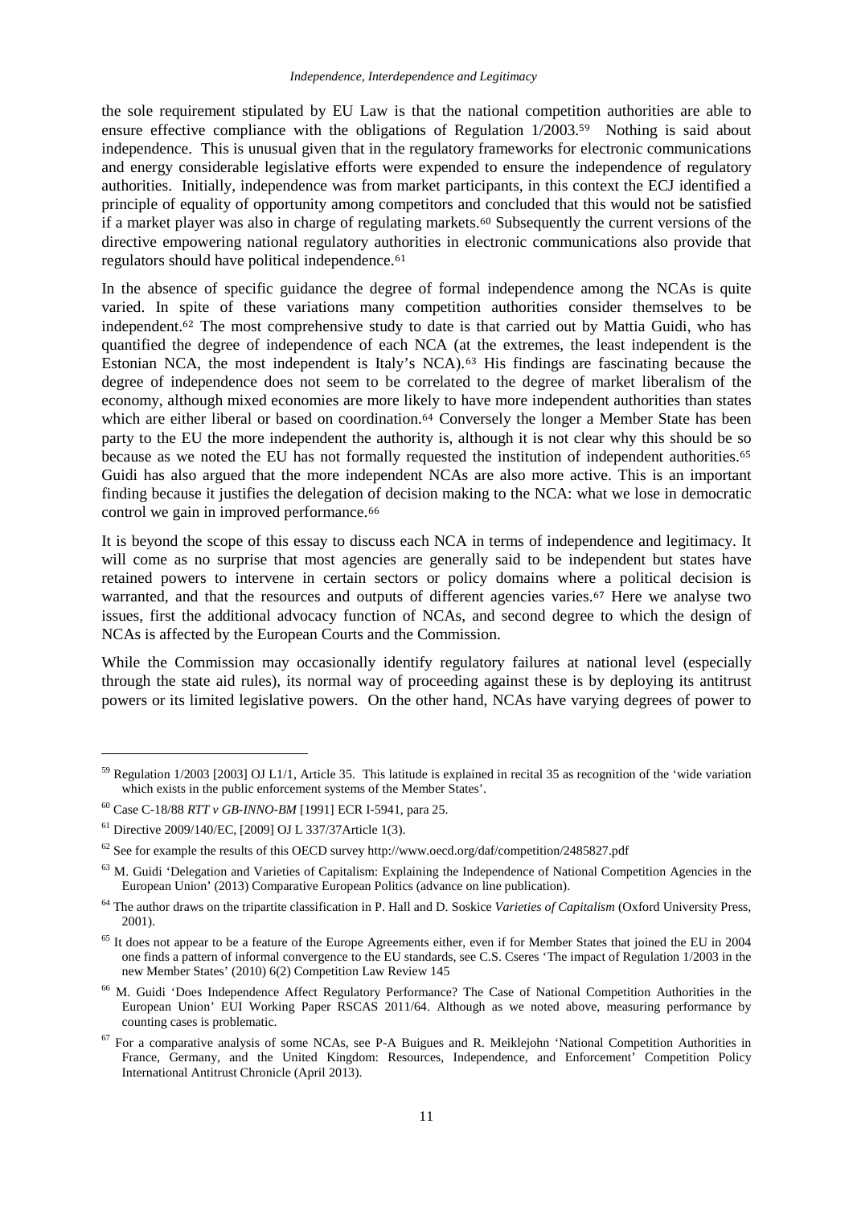the sole requirement stipulated by EU Law is that the national competition authorities are able to ensure effective compliance with the obligations of Regulation 1/2003.[59] Nothing is said about independence. This is unusual given that in the regulatory frameworks for electronic communications and energy considerable legislative efforts were expended to ensure the independence of regulatory authorities. Initially, independence was from market participants, in this context the ECJ identified a principle of equality of opportunity among competitors and concluded that this would not be satisfied if a market player was also in charge of regulating markets.[60] Subsequently the current versions of the directive empowering national regulatory authorities in electronic communications also provide that regulators should have political independence.[61]

In the absence of specific guidance the degree of formal independence among the NCAs is quite varied. In spite of these variations many competition authorities consider themselves to be independent.[62] The most comprehensive study to date is that carried out by Mattia Guidi, who has quantified the degree of independence of each NCA (at the extremes, the least independent is the Estonian NCA, the most independent is Italy's NCA).[63] His findings are fascinating because the degree of independence does not seem to be correlated to the degree of market liberalism of the economy, although mixed economies are more likely to have more independent authorities than states which are either liberal or based on coordination.[64] Conversely the longer a Member State has been party to the EU the more independent the authority is, although it is not clear why this should be so because as we noted the EU has not formally requested the institution of independent authorities.[65] Guidi has also argued that the more independent NCAs are also more active. This is an important finding because it justifies the delegation of decision making to the NCA: what we lose in democratic control we gain in improved performance.[66]

It is beyond the scope of this essay to discuss each NCA in terms of independence and legitimacy. It will come as no surprise that most agencies are generally said to be independent but states have retained powers to intervene in certain sectors or policy domains where a political decision is warranted, and that the resources and outputs of different agencies varies.[67] Here we analyse two issues, first the additional advocacy function of NCAs, and second degree to which the design of NCAs is affected by the European Courts and the Commission.

While the Commission may occasionally identify regulatory failures at national level (especially through the state aid rules), its normal way of proceeding against these is by deploying its antitrust powers or its limited legislative powers. On the other hand, NCAs have varying degrees of power to

---

[59] Regulation 1/2003 [2003] OJ L1/1, Article 35. This latitude is explained in recital 35 as recognition of the 'wide variation which exists in the public enforcement systems of the Member States'.

[60] Case C-18/88 *RTT v GB-INNO-BM* [1991] ECR I-5941, para 25.

[61] Directive 2009/140/EC, [2009] OJ L 337/37Article 1(3).

[62] See for example the results of this OECD survey http://www.oecd.org/daf/competition/2485827.pdf

[63] M. Guidi 'Delegation and Varieties of Capitalism: Explaining the Independence of National Competition Agencies in the European Union' (2013) Comparative European Politics (advance on line publication).

[64] The author draws on the tripartite classification in P. Hall and D. Soskice *Varieties of Capitalism* (Oxford University Press, 2001).

[65] It does not appear to be a feature of the Europe Agreements either, even if for Member States that joined the EU in 2004 one finds a pattern of informal convergence to the EU standards, see C.S. Cseres 'The impact of Regulation 1/2003 in the new Member States' (2010) 6(2) Competition Law Review 145

[66] M. Guidi 'Does Independence Affect Regulatory Performance? The Case of National Competition Authorities in the European Union' EUI Working Paper RSCAS 2011/64. Although as we noted above, measuring performance by counting cases is problematic.

[67] For a comparative analysis of some NCAs, see P-A Buigues and R. Meiklejohn 'National Competition Authorities in France, Germany, and the United Kingdom: Resources, Independence, and Enforcement' Competition Policy International Antitrust Chronicle (April 2013).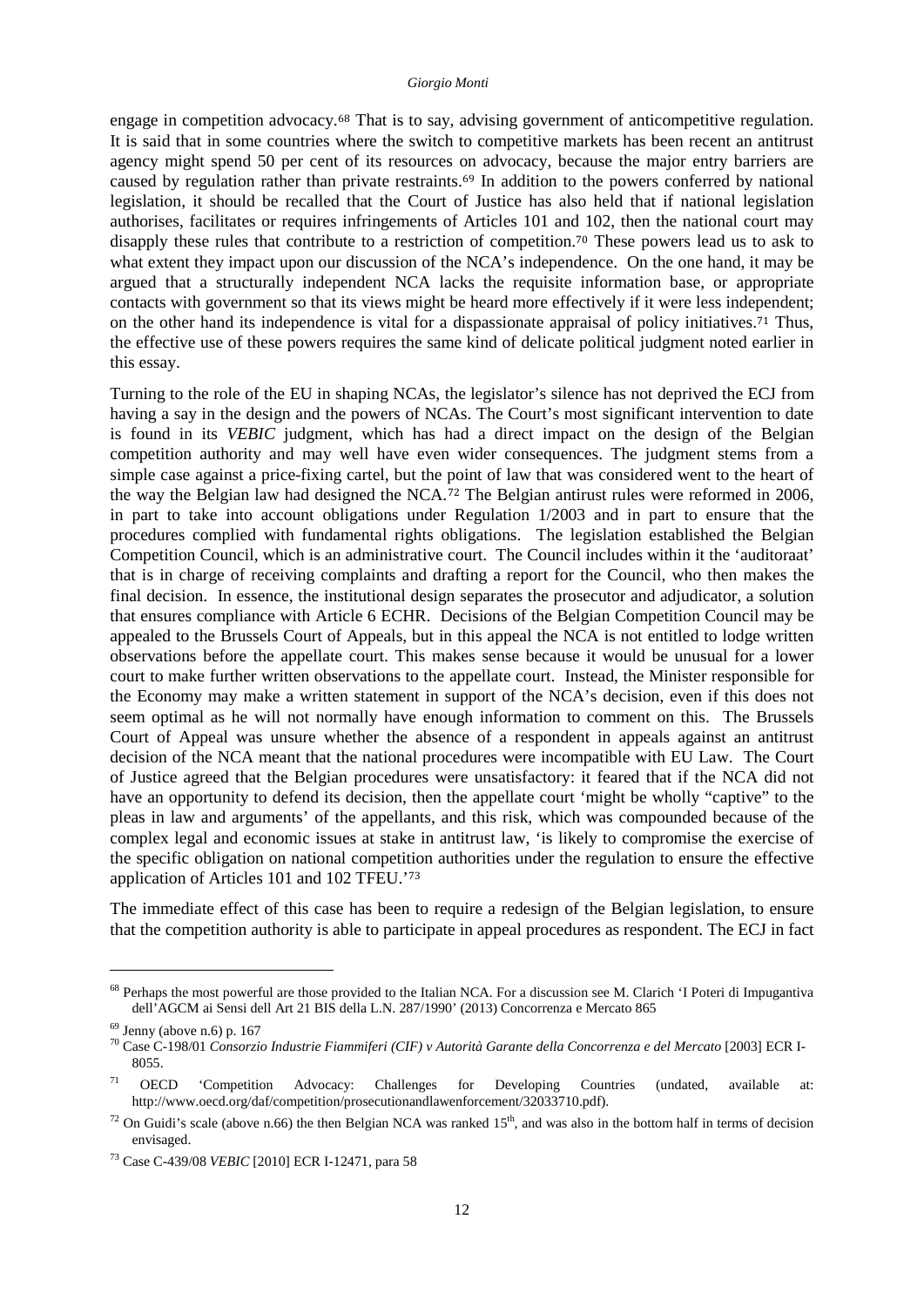engage in competition advocacy.[68] That is to say, advising government of anticompetitive regulation. It is said that in some countries where the switch to competitive markets has been recent an antitrust agency might spend 50 per cent of its resources on advocacy, because the major entry barriers are caused by regulation rather than private restraints.[69] In addition to the powers conferred by national legislation, it should be recalled that the Court of Justice has also held that if national legislation authorises, facilitates or requires infringements of Articles 101 and 102, then the national court may disapply these rules that contribute to a restriction of competition.[70] These powers lead us to ask to what extent they impact upon our discussion of the NCA's independence. On the one hand, it may be argued that a structurally independent NCA lacks the requisite information base, or appropriate contacts with government so that its views might be heard more effectively if it were less independent; on the other hand its independence is vital for a dispassionate appraisal of policy initiatives.[71] Thus, the effective use of these powers requires the same kind of delicate political judgment noted earlier in this essay.

Turning to the role of the EU in shaping NCAs, the legislator's silence has not deprived the ECJ from having a say in the design and the powers of NCAs. The Court's most significant intervention to date is found in its *VEBIC* judgment, which has had a direct impact on the design of the Belgian competition authority and may well have even wider consequences. The judgment stems from a simple case against a price-fixing cartel, but the point of law that was considered went to the heart of the way the Belgian law had designed the NCA.[72] The Belgian antirust rules were reformed in 2006, in part to take into account obligations under Regulation 1/2003 and in part to ensure that the procedures complied with fundamental rights obligations. The legislation established the Belgian Competition Council, which is an administrative court. The Council includes within it the 'auditoraat' that is in charge of receiving complaints and drafting a report for the Council, who then makes the final decision. In essence, the institutional design separates the prosecutor and adjudicator, a solution that ensures compliance with Article 6 ECHR. Decisions of the Belgian Competition Council may be appealed to the Brussels Court of Appeals, but in this appeal the NCA is not entitled to lodge written observations before the appellate court. This makes sense because it would be unusual for a lower court to make further written observations to the appellate court. Instead, the Minister responsible for the Economy may make a written statement in support of the NCA's decision, even if this does not seem optimal as he will not normally have enough information to comment on this. The Brussels Court of Appeal was unsure whether the absence of a respondent in appeals against an antitrust decision of the NCA meant that the national procedures were incompatible with EU Law. The Court of Justice agreed that the Belgian procedures were unsatisfactory: it feared that if the NCA did not have an opportunity to defend its decision, then the appellate court 'might be wholly "captive" to the pleas in law and arguments' of the appellants, and this risk, which was compounded because of the complex legal and economic issues at stake in antitrust law, 'is likely to compromise the exercise of the specific obligation on national competition authorities under the regulation to ensure the effective application of Articles 101 and 102 TFEU.'[73]

The immediate effect of this case has been to require a redesign of the Belgian legislation, to ensure that the competition authority is able to participate in appeal procedures as respondent. The ECJ in fact

---

[68] Perhaps the most powerful are those provided to the Italian NCA. For a discussion see M. Clarich 'I Poteri di Impugantiva dell'AGCM ai Sensi dell Art 21 BIS della L.N. 287/1990' (2013) Concorrenza e Mercato 865

[69] Jenny (above n.6) p. 167

[70] Case C-198/01 *Consorzio Industrie Fiammiferi (CIF) v Autorità Garante della Concorrenza e del Mercato* [2003] ECR I-8055.

[71] OECD 'Competition Advocacy: Challenges for Developing Countries (undated, available at: http://www.oecd.org/daf/competition/prosecutionandlawenforcement/32033710.pdf).

[72] On Guidi's scale (above n.66) the then Belgian NCA was ranked 15th, and was also in the bottom half in terms of decision envisaged.

[73] Case C-439/08 *VEBIC* [2010] ECR I-12471, para 58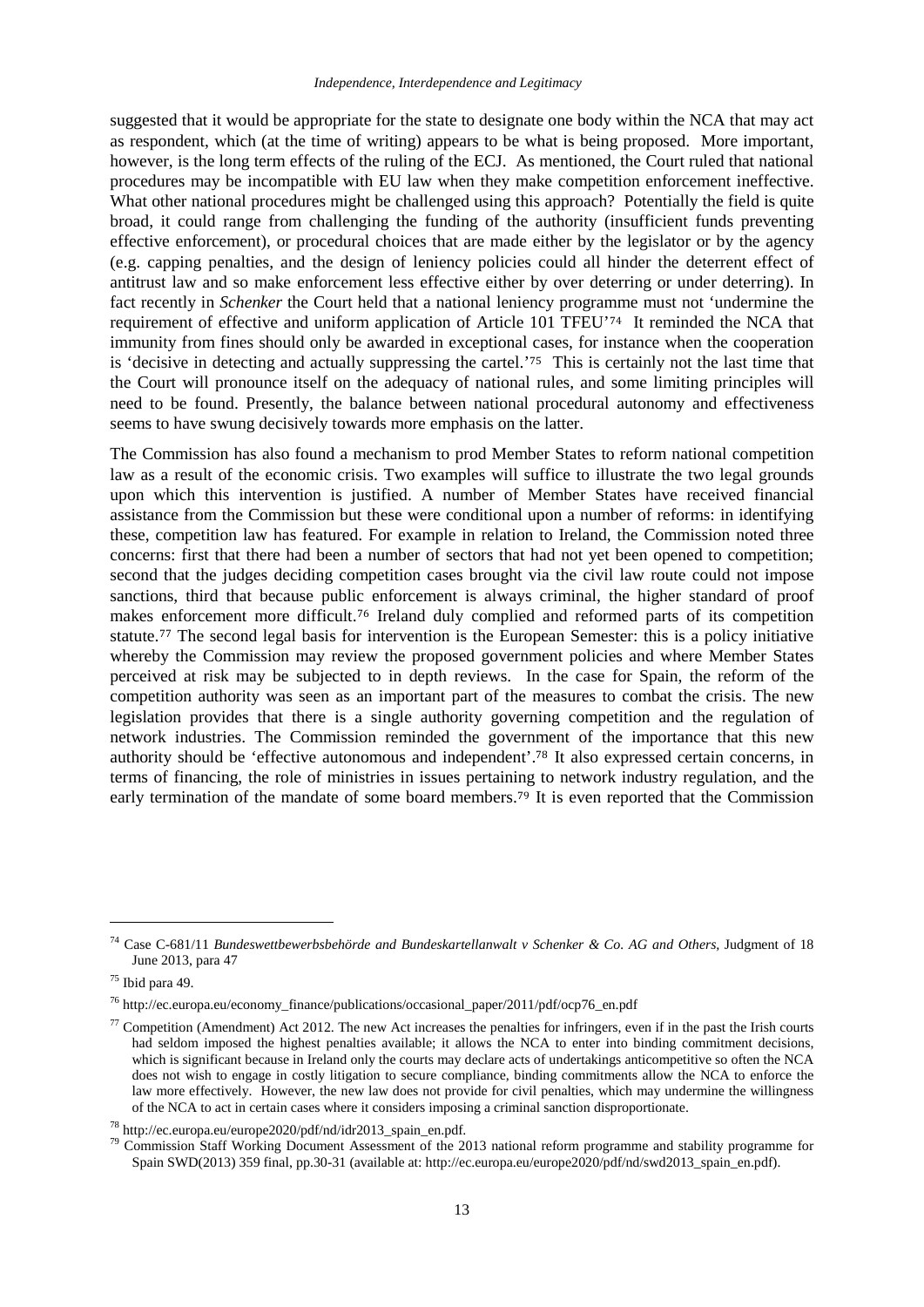suggested that it would be appropriate for the state to designate one body within the NCA that may act as respondent, which (at the time of writing) appears to be what is being proposed. More important, however, is the long term effects of the ruling of the ECJ. As mentioned, the Court ruled that national procedures may be incompatible with EU law when they make competition enforcement ineffective. What other national procedures might be challenged using this approach? Potentially the field is quite broad, it could range from challenging the funding of the authority (insufficient funds preventing effective enforcement), or procedural choices that are made either by the legislator or by the agency (e.g. capping penalties, and the design of leniency policies could all hinder the deterrent effect of antitrust law and so make enforcement less effective either by over deterring or under deterring). In fact recently in *Schenker* the Court held that a national leniency programme must not 'undermine the requirement of effective and uniform application of Article 101 TFEU'[74] It reminded the NCA that immunity from fines should only be awarded in exceptional cases, for instance when the cooperation is 'decisive in detecting and actually suppressing the cartel.'[75] This is certainly not the last time that the Court will pronounce itself on the adequacy of national rules, and some limiting principles will need to be found. Presently, the balance between national procedural autonomy and effectiveness seems to have swung decisively towards more emphasis on the latter.

The Commission has also found a mechanism to prod Member States to reform national competition law as a result of the economic crisis. Two examples will suffice to illustrate the two legal grounds upon which this intervention is justified. A number of Member States have received financial assistance from the Commission but these were conditional upon a number of reforms: in identifying these, competition law has featured. For example in relation to Ireland, the Commission noted three concerns: first that there had been a number of sectors that had not yet been opened to competition; second that the judges deciding competition cases brought via the civil law route could not impose sanctions, third that because public enforcement is always criminal, the higher standard of proof makes enforcement more difficult.[76] Ireland duly complied and reformed parts of its competition statute.[77] The second legal basis for intervention is the European Semester: this is a policy initiative whereby the Commission may review the proposed government policies and where Member States perceived at risk may be subjected to in depth reviews. In the case for Spain, the reform of the competition authority was seen as an important part of the measures to combat the crisis. The new legislation provides that there is a single authority governing competition and the regulation of network industries. The Commission reminded the government of the importance that this new authority should be 'effective autonomous and independent'.[78] It also expressed certain concerns, in terms of financing, the role of ministries in issues pertaining to network industry regulation, and the early termination of the mandate of some board members.[79] It is even reported that the Commission

---

[74] Case C-681/11 *Bundeswettbewerbsbehörde and Bundeskartellanwalt v Schenker & Co. AG and Others*, Judgment of 18 June 2013, para 47

[75] Ibid para 49.

[76] http://ec.europa.eu/economy_finance/publications/occasional_paper/2011/pdf/ocp76_en.pdf

[77] Competition (Amendment) Act 2012. The new Act increases the penalties for infringers, even if in the past the Irish courts had seldom imposed the highest penalties available; it allows the NCA to enter into binding commitment decisions, which is significant because in Ireland only the courts may declare acts of undertakings anticompetitive so often the NCA does not wish to engage in costly litigation to secure compliance, binding commitments allow the NCA to enforce the law more effectively. However, the new law does not provide for civil penalties, which may undermine the willingness of the NCA to act in certain cases where it considers imposing a criminal sanction disproportionate.

[78] http://ec.europa.eu/europe2020/pdf/nd/idr2013_spain_en.pdf.

[79] Commission Staff Working Document Assessment of the 2013 national reform programme and stability programme for Spain SWD(2013) 359 final, pp.30-31 (available at: http://ec.europa.eu/europe2020/pdf/nd/swd2013_spain_en.pdf).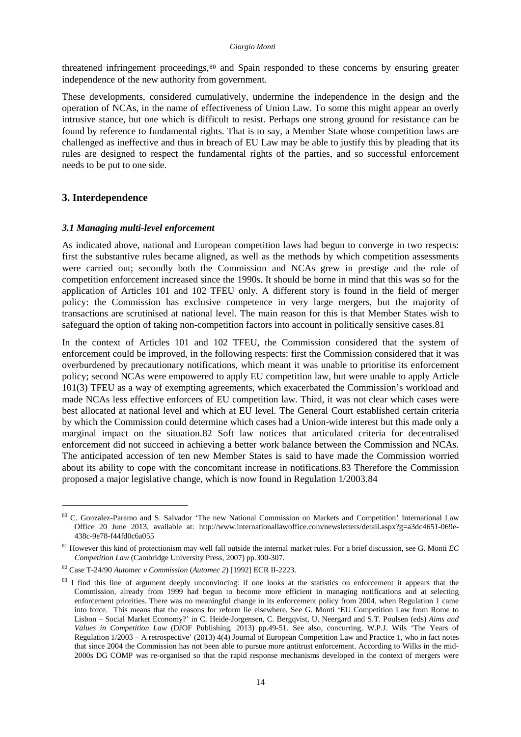threatened infringement proceedings,[80] and Spain responded to these concerns by ensuring greater independence of the new authority from government.

These developments, considered cumulatively, undermine the independence in the design and the operation of NCAs, in the name of effectiveness of Union Law. To some this might appear an overly intrusive stance, but one which is difficult to resist. Perhaps one strong ground for resistance can be found by reference to fundamental rights. That is to say, a Member State whose competition laws are challenged as ineffective and thus in breach of EU Law may be able to justify this by pleading that its rules are designed to respect the fundamental rights of the parties, and so successful enforcement needs to be put to one side.

## 3. Interdependence

### *3.1 Managing multi-level enforcement*

As indicated above, national and European competition laws had begun to converge in two respects: first the substantive rules became aligned, as well as the methods by which competition assessments were carried out; secondly both the Commission and NCAs grew in prestige and the role of competition enforcement increased since the 1990s. It should be borne in mind that this was so for the application of Articles 101 and 102 TFEU only. A different story is found in the field of merger policy: the Commission has exclusive competence in very large mergers, but the majority of transactions are scrutinised at national level. The main reason for this is that Member States wish to safeguard the option of taking non-competition factors into account in politically sensitive cases.[81]

In the context of Articles 101 and 102 TFEU, the Commission considered that the system of enforcement could be improved, in the following respects: first the Commission considered that it was overburdened by precautionary notifications, which meant it was unable to prioritise its enforcement policy; second NCAs were empowered to apply EU competition law, but were unable to apply Article 101(3) TFEU as a way of exempting agreements, which exacerbated the Commission's workload and made NCAs less effective enforcers of EU competition law. Third, it was not clear which cases were best allocated at national level and which at EU level. The General Court established certain criteria by which the Commission could determine which cases had a Union-wide interest but this made only a marginal impact on the situation.[82] Soft law notices that articulated criteria for decentralised enforcement did not succeed in achieving a better work balance between the Commission and NCAs. The anticipated accession of ten new Member States is said to have made the Commission worried about its ability to cope with the concomitant increase in notifications.[83] Therefore the Commission proposed a major legislative change, which is now found in Regulation 1/2003.[84]

---

[80] C. Gonzalez-Paramo and S. Salvador 'The new National Commission on Markets and Competition' International Law Office 20 June 2013, available at: http://www.internationallawoffice.com/newsletters/detail.aspx?g=a3dc4651-069e-438c-9e78-f44fd0c6a055

[81] However this kind of protectionism may well fall outside the internal market rules. For a brief discussion, see G. Monti *EC Competition Law* (Cambridge University Press, 2007) pp.300-307.

[82] Case T-24/90 *Automec v Commission* (*Automec 2*) [1992] ECR II-2223.

[83] I find this line of argument deeply unconvincing: if one looks at the statistics on enforcement it appears that the Commission, already from 1999 had begun to become more efficient in managing notifications and at selecting enforcement priorities. There was no meaningful change in its enforcement policy from 2004, when Regulation 1 came into force. This means that the reasons for reform lie elsewhere. See G. Monti 'EU Competition Law from Rome to Lisbon – Social Market Economy?' in C. Heide-Jorgensen, C. Bergqvist, U. Neergard and S.T. Poulsen (eds) *Aims and Values in Competition Law* (DJOF Publishing, 2013) pp.49-51. See also, concurring, W.P.J. Wils 'The Years of Regulation 1/2003 – A retrospective' (2013) 4(4) Journal of European Competition Law and Practice 1, who in fact notes that since 2004 the Commission has not been able to pursue more antitrust enforcement. According to Wilks in the mid-2000s DG COMP was re-organised so that the rapid response mechanisms developed in the context of mergers were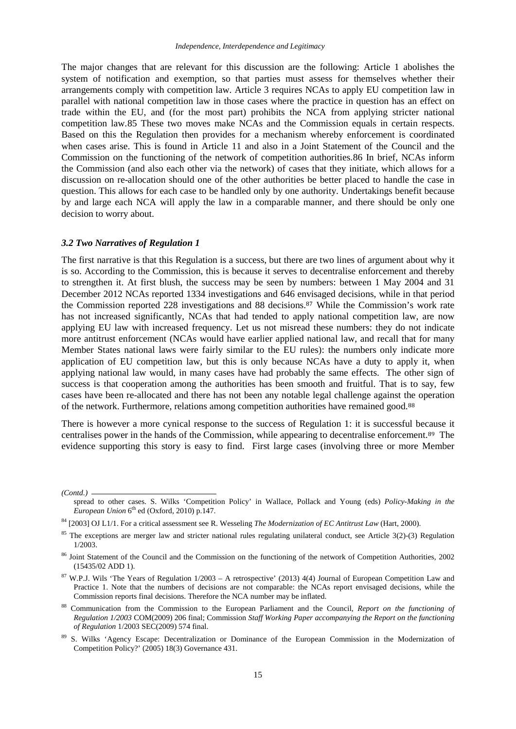The major changes that are relevant for this discussion are the following: Article 1 abolishes the system of notification and exemption, so that parties must assess for themselves whether their arrangements comply with competition law. Article 3 requires NCAs to apply EU competition law in parallel with national competition law in those cases where the practice in question has an effect on trade within the EU, and (for the most part) prohibits the NCA from applying stricter national competition law.85 These two moves make NCAs and the Commission equals in certain respects. Based on this the Regulation then provides for a mechanism whereby enforcement is coordinated when cases arise. This is found in Article 11 and also in a Joint Statement of the Council and the Commission on the functioning of the network of competition authorities.86 In brief, NCAs inform the Commission (and also each other via the network) of cases that they initiate, which allows for a discussion on re-allocation should one of the other authorities be better placed to handle the case in question. This allows for each case to be handled only by one authority. Undertakings benefit because by and large each NCA will apply the law in a comparable manner, and there should be only one decision to worry about.

### *3.2 Two Narratives of Regulation 1*

The first narrative is that this Regulation is a success, but there are two lines of argument about why it is so. According to the Commission, this is because it serves to decentralise enforcement and thereby to strengthen it. At first blush, the success may be seen by numbers: between 1 May 2004 and 31 December 2012 NCAs reported 1334 investigations and 646 envisaged decisions, while in that period the Commission reported 228 investigations and 88 decisions.[87] While the Commission's work rate has not increased significantly, NCAs that had tended to apply national competition law, are now applying EU law with increased frequency. Let us not misread these numbers: they do not indicate more antitrust enforcement (NCAs would have earlier applied national law, and recall that for many Member States national laws were fairly similar to the EU rules): the numbers only indicate more application of EU competition law, but this is only because NCAs have a duty to apply it, when applying national law would, in many cases have had probably the same effects. The other sign of success is that cooperation among the authorities has been smooth and fruitful. That is to say, few cases have been re-allocated and there has not been any notable legal challenge against the operation of the network. Furthermore, relations among competition authorities have remained good.[88]

There is however a more cynical response to the success of Regulation 1: it is successful because it centralises power in the hands of the Commission, while appearing to decentralise enforcement.[89] The evidence supporting this story is easy to find. First large cases (involving three or more Member

---

*(Contd.)*

spread to other cases. S. Wilks 'Competition Policy' in Wallace, Pollack and Young (eds) *Policy-Making in the European Union* 6th ed (Oxford, 2010) p.147.

[84] [2003] OJ L1/1. For a critical assessment see R. Wesseling *The Modernization of EC Antitrust Law* (Hart, 2000).

[85] The exceptions are merger law and stricter national rules regulating unilateral conduct, see Article 3(2)-(3) Regulation 1/2003.

[86] Joint Statement of the Council and the Commission on the functioning of the network of Competition Authorities, 2002 (15435/02 ADD 1).

[87] W.P.J. Wils 'The Years of Regulation 1/2003 – A retrospective' (2013) 4(4) Journal of European Competition Law and Practice 1. Note that the numbers of decisions are not comparable: the NCAs report envisaged decisions, while the Commission reports final decisions. Therefore the NCA number may be inflated.

[88] Communication from the Commission to the European Parliament and the Council, *Report on the functioning of Regulation 1/2003* COM(2009) 206 final; Commission *Staff Working Paper accompanying the Report on the functioning of Regulation* 1/2003 SEC(2009) 574 final.

[89] S. Wilks 'Agency Escape: Decentralization or Dominance of the European Commission in the Modernization of Competition Policy?' (2005) 18(3) Governance 431.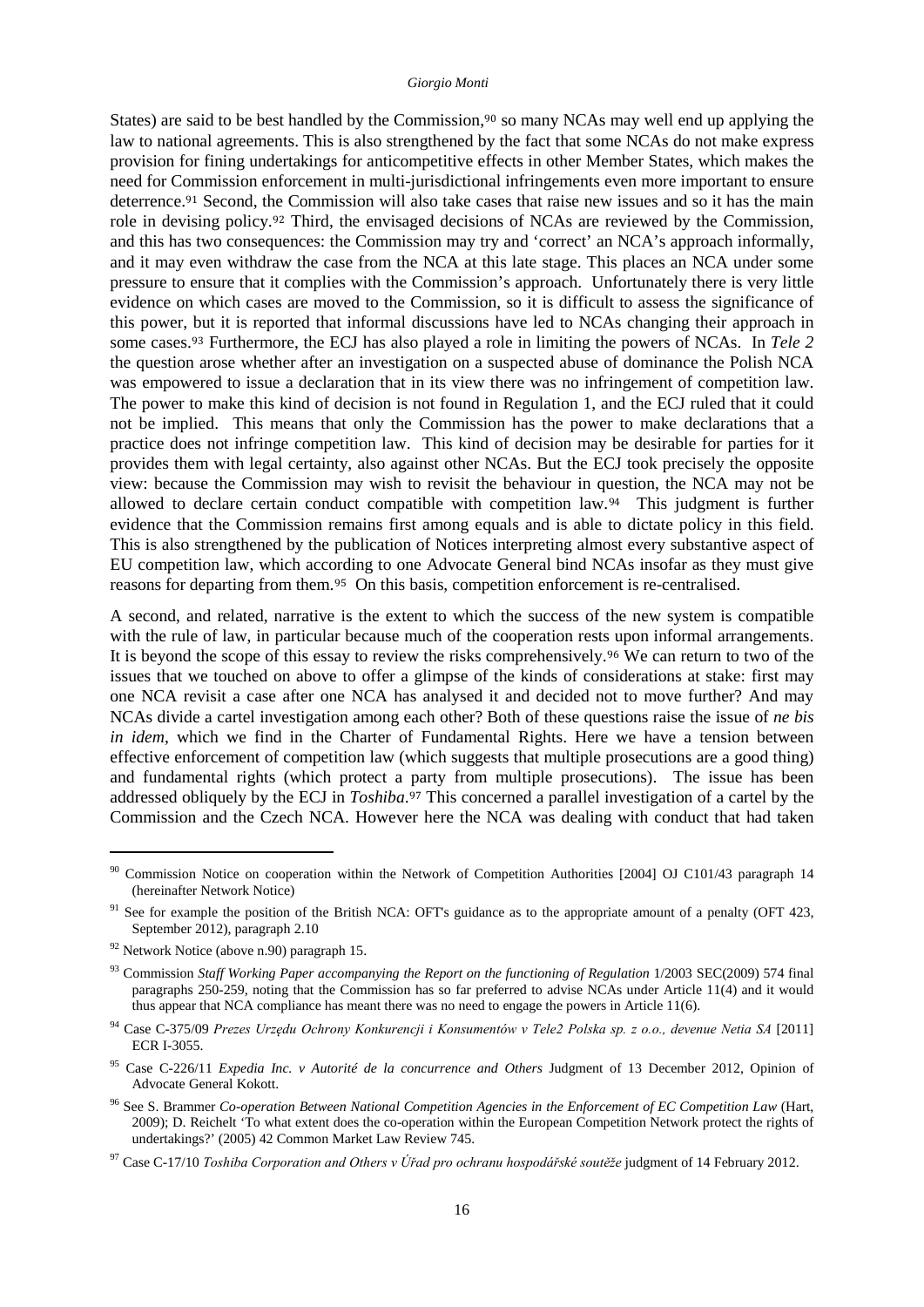States) are said to be best handled by the Commission,[90] so many NCAs may well end up applying the law to national agreements. This is also strengthened by the fact that some NCAs do not make express provision for fining undertakings for anticompetitive effects in other Member States, which makes the need for Commission enforcement in multi-jurisdictional infringements even more important to ensure deterrence.[91] Second, the Commission will also take cases that raise new issues and so it has the main role in devising policy.[92] Third, the envisaged decisions of NCAs are reviewed by the Commission, and this has two consequences: the Commission may try and 'correct' an NCA's approach informally, and it may even withdraw the case from the NCA at this late stage. This places an NCA under some pressure to ensure that it complies with the Commission's approach. Unfortunately there is very little evidence on which cases are moved to the Commission, so it is difficult to assess the significance of this power, but it is reported that informal discussions have led to NCAs changing their approach in some cases.[93] Furthermore, the ECJ has also played a role in limiting the powers of NCAs. In *Tele 2* the question arose whether after an investigation on a suspected abuse of dominance the Polish NCA was empowered to issue a declaration that in its view there was no infringement of competition law. The power to make this kind of decision is not found in Regulation 1, and the ECJ ruled that it could not be implied. This means that only the Commission has the power to make declarations that a practice does not infringe competition law. This kind of decision may be desirable for parties for it provides them with legal certainty, also against other NCAs. But the ECJ took precisely the opposite view: because the Commission may wish to revisit the behaviour in question, the NCA may not be allowed to declare certain conduct compatible with competition law.[94] This judgment is further evidence that the Commission remains first among equals and is able to dictate policy in this field. This is also strengthened by the publication of Notices interpreting almost every substantive aspect of EU competition law, which according to one Advocate General bind NCAs insofar as they must give reasons for departing from them.[95] On this basis, competition enforcement is re-centralised.

A second, and related, narrative is the extent to which the success of the new system is compatible with the rule of law, in particular because much of the cooperation rests upon informal arrangements. It is beyond the scope of this essay to review the risks comprehensively.[96] We can return to two of the issues that we touched on above to offer a glimpse of the kinds of considerations at stake: first may one NCA revisit a case after one NCA has analysed it and decided not to move further? And may NCAs divide a cartel investigation among each other? Both of these questions raise the issue of *ne bis in idem*, which we find in the Charter of Fundamental Rights. Here we have a tension between effective enforcement of competition law (which suggests that multiple prosecutions are a good thing) and fundamental rights (which protect a party from multiple prosecutions). The issue has been addressed obliquely by the ECJ in *Toshiba*.[97] This concerned a parallel investigation of a cartel by the Commission and the Czech NCA. However here the NCA was dealing with conduct that had taken

---

[90] Commission Notice on cooperation within the Network of Competition Authorities [2004] OJ C101/43 paragraph 14 (hereinafter Network Notice)

[91] See for example the position of the British NCA: OFT's guidance as to the appropriate amount of a penalty (OFT 423, September 2012), paragraph 2.10

[92] Network Notice (above n.90) paragraph 15.

[93] Commission *Staff Working Paper accompanying the Report on the functioning of Regulation* 1/2003 SEC(2009) 574 final paragraphs 250-259, noting that the Commission has so far preferred to advise NCAs under Article 11(4) and it would thus appear that NCA compliance has meant there was no need to engage the powers in Article 11(6).

[94] Case C-375/09 *Prezes Urzędu Ochrony Konkurencji i Konsumentów v Tele2 Polska sp. z o.o., devenue Netia SA* [2011] ECR I-3055.

[95] Case C-226/11 *Expedia Inc. v Autorité de la concurrence and Others* Judgment of 13 December 2012, Opinion of Advocate General Kokott.

[96] See S. Brammer *Co-operation Between National Competition Agencies in the Enforcement of EC Competition Law* (Hart, 2009); D. Reichelt 'To what extent does the co-operation within the European Competition Network protect the rights of undertakings?' (2005) 42 Common Market Law Review 745.

[97] Case C-17/10 *Toshiba Corporation and Others v Úřad pro ochranu hospodářské soutěže* judgment of 14 February 2012.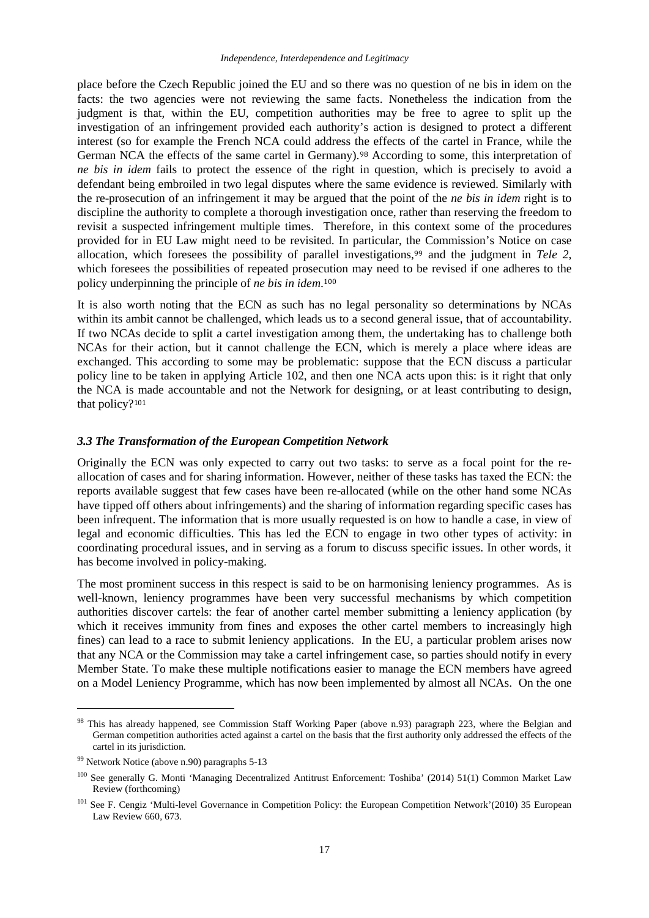place before the Czech Republic joined the EU and so there was no question of ne bis in idem on the facts: the two agencies were not reviewing the same facts. Nonetheless the indication from the judgment is that, within the EU, competition authorities may be free to agree to split up the investigation of an infringement provided each authority's action is designed to protect a different interest (so for example the French NCA could address the effects of the cartel in France, while the German NCA the effects of the same cartel in Germany).[98] According to some, this interpretation of *ne bis in idem* fails to protect the essence of the right in question, which is precisely to avoid a defendant being embroiled in two legal disputes where the same evidence is reviewed. Similarly with the re-prosecution of an infringement it may be argued that the point of the *ne bis in idem* right is to discipline the authority to complete a thorough investigation once, rather than reserving the freedom to revisit a suspected infringement multiple times. Therefore, in this context some of the procedures provided for in EU Law might need to be revisited. In particular, the Commission's Notice on case allocation, which foresees the possibility of parallel investigations,[99] and the judgment in *Tele 2*, which foresees the possibilities of repeated prosecution may need to be revised if one adheres to the policy underpinning the principle of *ne bis in idem*.[100]

It is also worth noting that the ECN as such has no legal personality so determinations by NCAs within its ambit cannot be challenged, which leads us to a second general issue, that of accountability. If two NCAs decide to split a cartel investigation among them, the undertaking has to challenge both NCAs for their action, but it cannot challenge the ECN, which is merely a place where ideas are exchanged. This according to some may be problematic: suppose that the ECN discuss a particular policy line to be taken in applying Article 102, and then one NCA acts upon this: is it right that only the NCA is made accountable and not the Network for designing, or at least contributing to design, that policy?[101]

### *3.3 The Transformation of the European Competition Network*

Originally the ECN was only expected to carry out two tasks: to serve as a focal point for the re-allocation of cases and for sharing information. However, neither of these tasks has taxed the ECN: the reports available suggest that few cases have been re-allocated (while on the other hand some NCAs have tipped off others about infringements) and the sharing of information regarding specific cases has been infrequent. The information that is more usually requested is on how to handle a case, in view of legal and economic difficulties. This has led the ECN to engage in two other types of activity: in coordinating procedural issues, and in serving as a forum to discuss specific issues. In other words, it has become involved in policy-making.

The most prominent success in this respect is said to be on harmonising leniency programmes. As is well-known, leniency programmes have been very successful mechanisms by which competition authorities discover cartels: the fear of another cartel member submitting a leniency application (by which it receives immunity from fines and exposes the other cartel members to increasingly high fines) can lead to a race to submit leniency applications. In the EU, a particular problem arises now that any NCA or the Commission may take a cartel infringement case, so parties should notify in every Member State. To make these multiple notifications easier to manage the ECN members have agreed on a Model Leniency Programme, which has now been implemented by almost all NCAs. On the one

---

[98] This has already happened, see Commission Staff Working Paper (above n.93) paragraph 223, where the Belgian and German competition authorities acted against a cartel on the basis that the first authority only addressed the effects of the cartel in its jurisdiction.

[99] Network Notice (above n.90) paragraphs 5-13

[100] See generally G. Monti 'Managing Decentralized Antitrust Enforcement: Toshiba' (2014) 51(1) Common Market Law Review (forthcoming)

[101] See F. Cengiz 'Multi-level Governance in Competition Policy: the European Competition Network'(2010) 35 European Law Review 660, 673.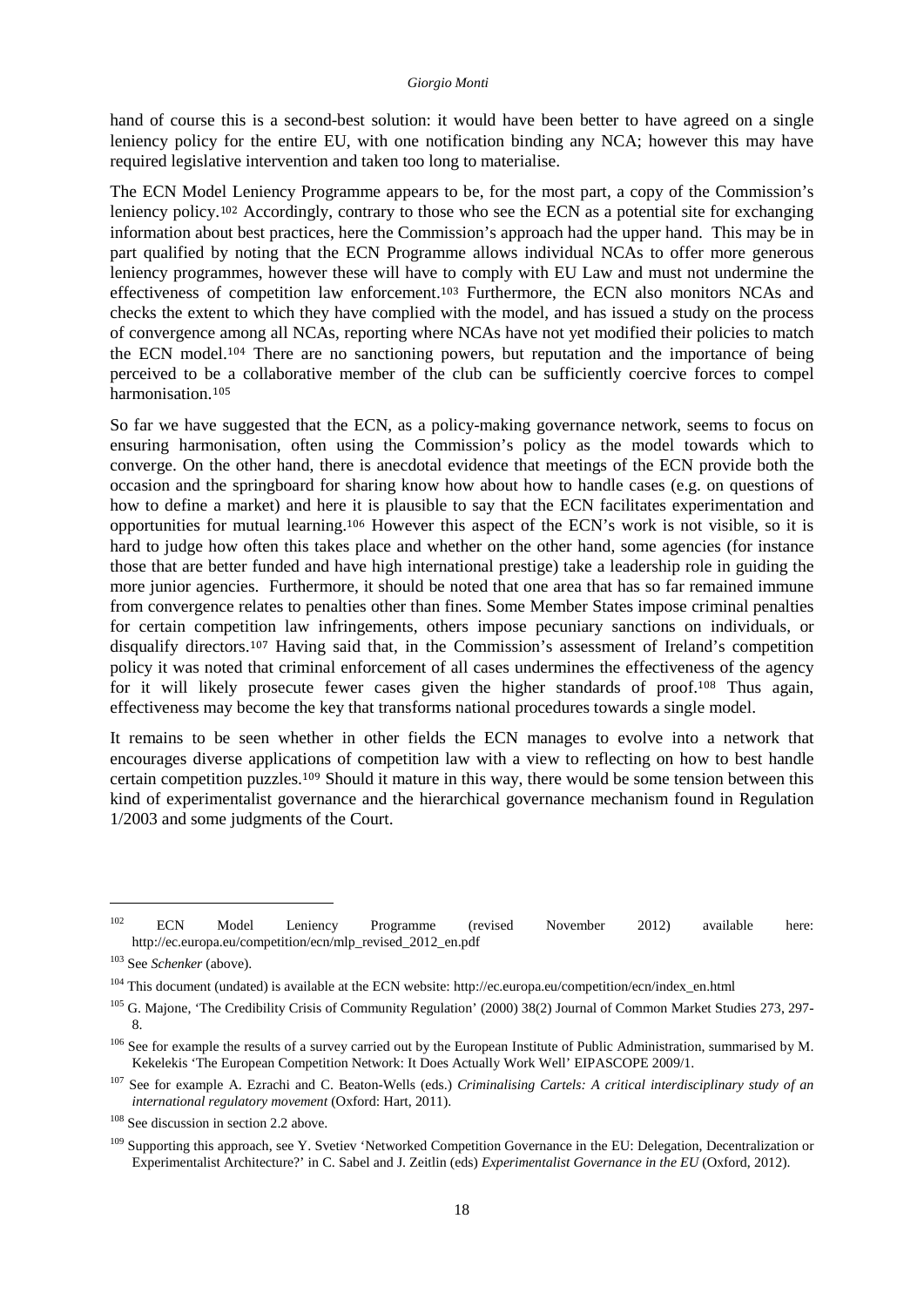hand of course this is a second-best solution: it would have been better to have agreed on a single leniency policy for the entire EU, with one notification binding any NCA; however this may have required legislative intervention and taken too long to materialise.

The ECN Model Leniency Programme appears to be, for the most part, a copy of the Commission's leniency policy.[102] Accordingly, contrary to those who see the ECN as a potential site for exchanging information about best practices, here the Commission's approach had the upper hand. This may be in part qualified by noting that the ECN Programme allows individual NCAs to offer more generous leniency programmes, however these will have to comply with EU Law and must not undermine the effectiveness of competition law enforcement.[103] Furthermore, the ECN also monitors NCAs and checks the extent to which they have complied with the model, and has issued a study on the process of convergence among all NCAs, reporting where NCAs have not yet modified their policies to match the ECN model.[104] There are no sanctioning powers, but reputation and the importance of being perceived to be a collaborative member of the club can be sufficiently coercive forces to compel harmonisation.[105]

So far we have suggested that the ECN, as a policy-making governance network, seems to focus on ensuring harmonisation, often using the Commission's policy as the model towards which to converge. On the other hand, there is anecdotal evidence that meetings of the ECN provide both the occasion and the springboard for sharing know how about how to handle cases (e.g. on questions of how to define a market) and here it is plausible to say that the ECN facilitates experimentation and opportunities for mutual learning.[106] However this aspect of the ECN's work is not visible, so it is hard to judge how often this takes place and whether on the other hand, some agencies (for instance those that are better funded and have high international prestige) take a leadership role in guiding the more junior agencies. Furthermore, it should be noted that one area that has so far remained immune from convergence relates to penalties other than fines. Some Member States impose criminal penalties for certain competition law infringements, others impose pecuniary sanctions on individuals, or disqualify directors.[107] Having said that, in the Commission's assessment of Ireland's competition policy it was noted that criminal enforcement of all cases undermines the effectiveness of the agency for it will likely prosecute fewer cases given the higher standards of proof.[108] Thus again, effectiveness may become the key that transforms national procedures towards a single model.

It remains to be seen whether in other fields the ECN manages to evolve into a network that encourages diverse applications of competition law with a view to reflecting on how to best handle certain competition puzzles.[109] Should it mature in this way, there would be some tension between this kind of experimentalist governance and the hierarchical governance mechanism found in Regulation 1/2003 and some judgments of the Court.

---

[102] ECN Model Leniency Programme (revised November 2012) available here: http://ec.europa.eu/competition/ecn/mlp_revised_2012_en.pdf

[103] See *Schenker* (above).

[104] This document (undated) is available at the ECN website: http://ec.europa.eu/competition/ecn/index_en.html

[105] G. Majone, 'The Credibility Crisis of Community Regulation' (2000) 38(2) Journal of Common Market Studies 273, 297-8.

[106] See for example the results of a survey carried out by the European Institute of Public Administration, summarised by M. Kekelekis 'The European Competition Network: It Does Actually Work Well' EIPASCOPE 2009/1.

[107] See for example A. Ezrachi and C. Beaton-Wells (eds.) *Criminalising Cartels: A critical interdisciplinary study of an international regulatory movement* (Oxford: Hart, 2011).

[108] See discussion in section 2.2 above.

[109] Supporting this approach, see Y. Svetiev 'Networked Competition Governance in the EU: Delegation, Decentralization or Experimentalist Architecture?' in C. Sabel and J. Zeitlin (eds) *Experimentalist Governance in the EU* (Oxford, 2012).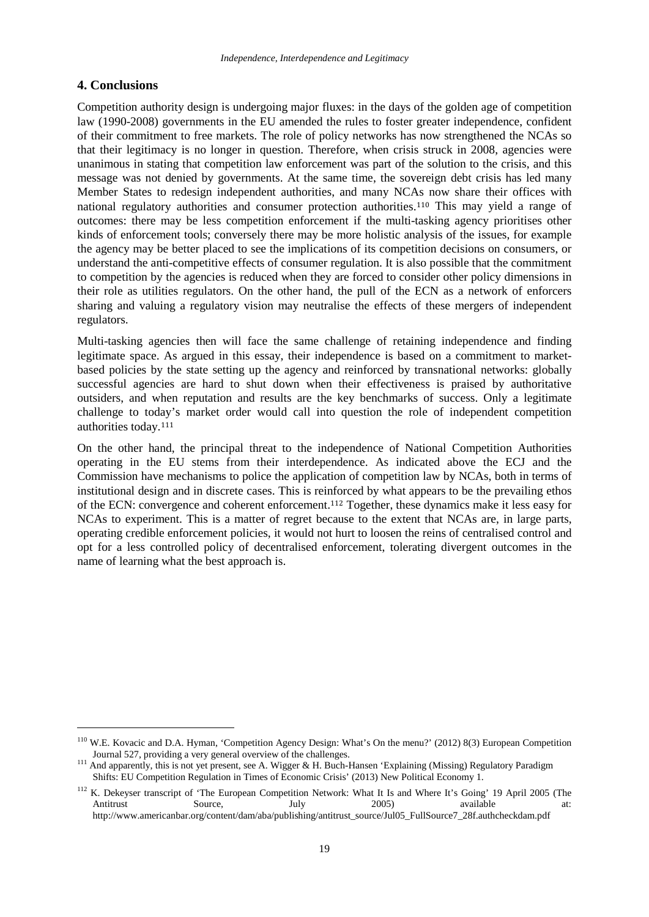## 4. Conclusions

Competition authority design is undergoing major fluxes: in the days of the golden age of competition law (1990-2008) governments in the EU amended the rules to foster greater independence, confident of their commitment to free markets. The role of policy networks has now strengthened the NCAs so that their legitimacy is no longer in question. Therefore, when crisis struck in 2008, agencies were unanimous in stating that competition law enforcement was part of the solution to the crisis, and this message was not denied by governments. At the same time, the sovereign debt crisis has led many Member States to redesign independent authorities, and many NCAs now share their offices with national regulatory authorities and consumer protection authorities.[110] This may yield a range of outcomes: there may be less competition enforcement if the multi-tasking agency prioritises other kinds of enforcement tools; conversely there may be more holistic analysis of the issues, for example the agency may be better placed to see the implications of its competition decisions on consumers, or understand the anti-competitive effects of consumer regulation. It is also possible that the commitment to competition by the agencies is reduced when they are forced to consider other policy dimensions in their role as utilities regulators. On the other hand, the pull of the ECN as a network of enforcers sharing and valuing a regulatory vision may neutralise the effects of these mergers of independent regulators.

Multi-tasking agencies then will face the same challenge of retaining independence and finding legitimate space. As argued in this essay, their independence is based on a commitment to market-based policies by the state setting up the agency and reinforced by transnational networks: globally successful agencies are hard to shut down when their effectiveness is praised by authoritative outsiders, and when reputation and results are the key benchmarks of success. Only a legitimate challenge to today's market order would call into question the role of independent competition authorities today.[111]

On the other hand, the principal threat to the independence of National Competition Authorities operating in the EU stems from their interdependence. As indicated above the ECJ and the Commission have mechanisms to police the application of competition law by NCAs, both in terms of institutional design and in discrete cases. This is reinforced by what appears to be the prevailing ethos of the ECN: convergence and coherent enforcement.[112] Together, these dynamics make it less easy for NCAs to experiment. This is a matter of regret because to the extent that NCAs are, in large parts, operating credible enforcement policies, it would not hurt to loosen the reins of centralised control and opt for a less controlled policy of decentralised enforcement, tolerating divergent outcomes in the name of learning what the best approach is.

---

[110] W.E. Kovacic and D.A. Hyman, 'Competition Agency Design: What's On the menu?' (2012) 8(3) European Competition Journal 527, providing a very general overview of the challenges.

[111] And apparently, this is not yet present, see A. Wigger & H. Buch-Hansen 'Explaining (Missing) Regulatory Paradigm Shifts: EU Competition Regulation in Times of Economic Crisis' (2013) New Political Economy 1.

[112] K. Dekeyser transcript of 'The European Competition Network: What It Is and Where It's Going' 19 April 2005 (The Antitrust Source, July 2005) available at: http://www.americanbar.org/content/dam/aba/publishing/antitrust_source/Jul05_FullSource7_28f.authcheckdam.pdf